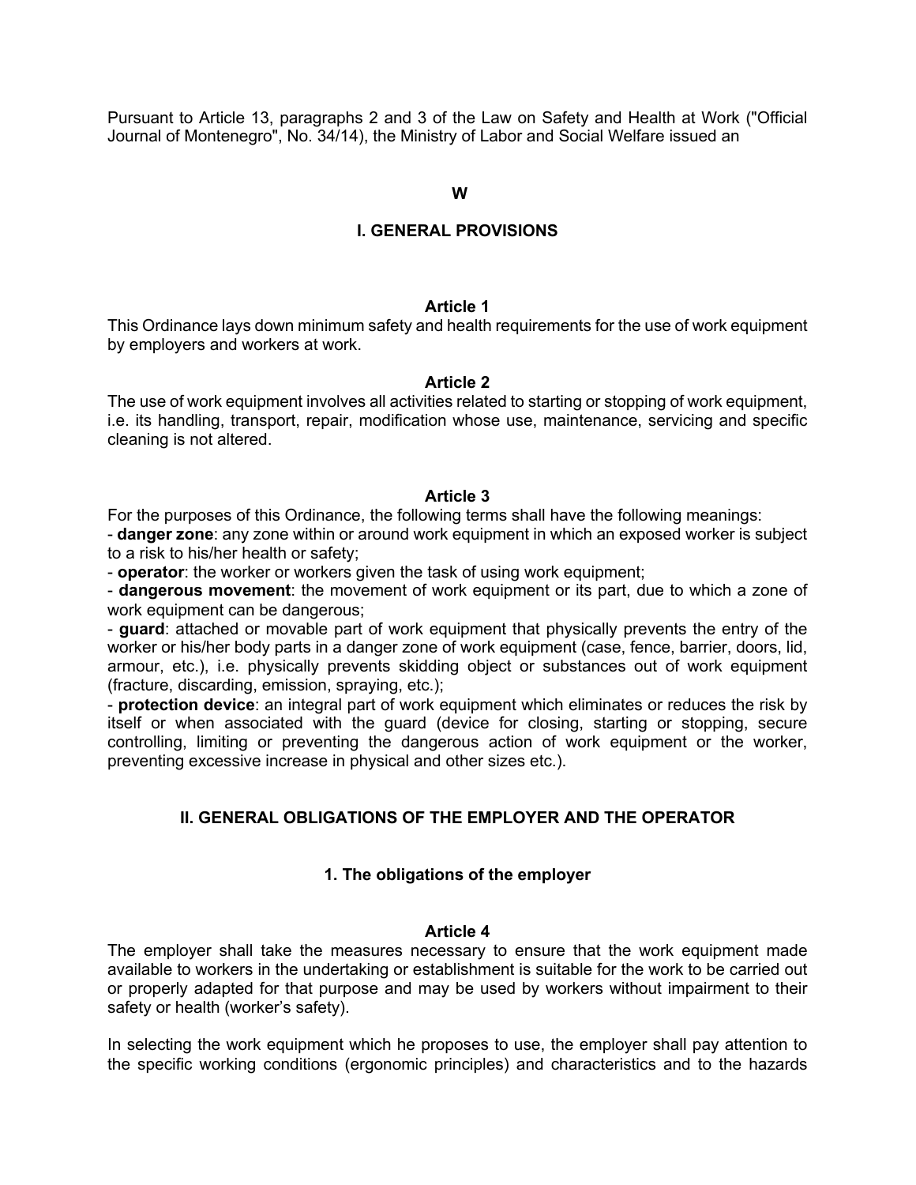Pursuant to Article 13, paragraphs 2 and 3 of the Law on Safety and Health at Work ("Official Journal of Montenegro", No. 34/14), the Ministry of Labor and Social Welfare issued an

**W**

## I. GENERAL PROVISIONS

### Article 1

This Ordinance lays down minimum safety and health requirements for the use of work equipment by employers and workers at work.

### Article 2

The use of work equipment involves all activities related to starting or stopping of work equipment, i.e. its handling, transport, repair, modification whose use, maintenance, servicing and specific cleaning is not altered.

### Article 3

For the purposes of this Ordinance, the following terms shall have the following meanings:

- **danger zone**: any zone within or around work equipment in which an exposed worker is subject to a risk to his/her health or safety;
- **operator**: the worker or workers given the task of using work equipment;
- **dangerous movement**: the movement of work equipment or its part, due to which a zone of work equipment can be dangerous;
- **guard**: attached or movable part of work equipment that physically prevents the entry of the worker or his/her body parts in a danger zone of work equipment (case, fence, barrier, doors, lid, armour, etc.), i.e. physically prevents skidding object or substances out of work equipment (fracture, discarding, emission, spraying, etc.);
- **protection device**: an integral part of work equipment which eliminates or reduces the risk by itself or when associated with the guard (device for closing, starting or stopping, secure controlling, limiting or preventing the dangerous action of work equipment or the worker, preventing excessive increase in physical and other sizes etc.).

## II. GENERAL OBLIGATIONS OF THE EMPLOYER AND THE OPERATOR

### 1. The obligations of the employer

### Article 4

The employer shall take the measures necessary to ensure that the work equipment made available to workers in the undertaking or establishment is suitable for the work to be carried out or properly adapted for that purpose and may be used by workers without impairment to their safety or health (worker's safety).

In selecting the work equipment which he proposes to use, the employer shall pay attention to the specific working conditions (ergonomic principles) and characteristics and to the hazards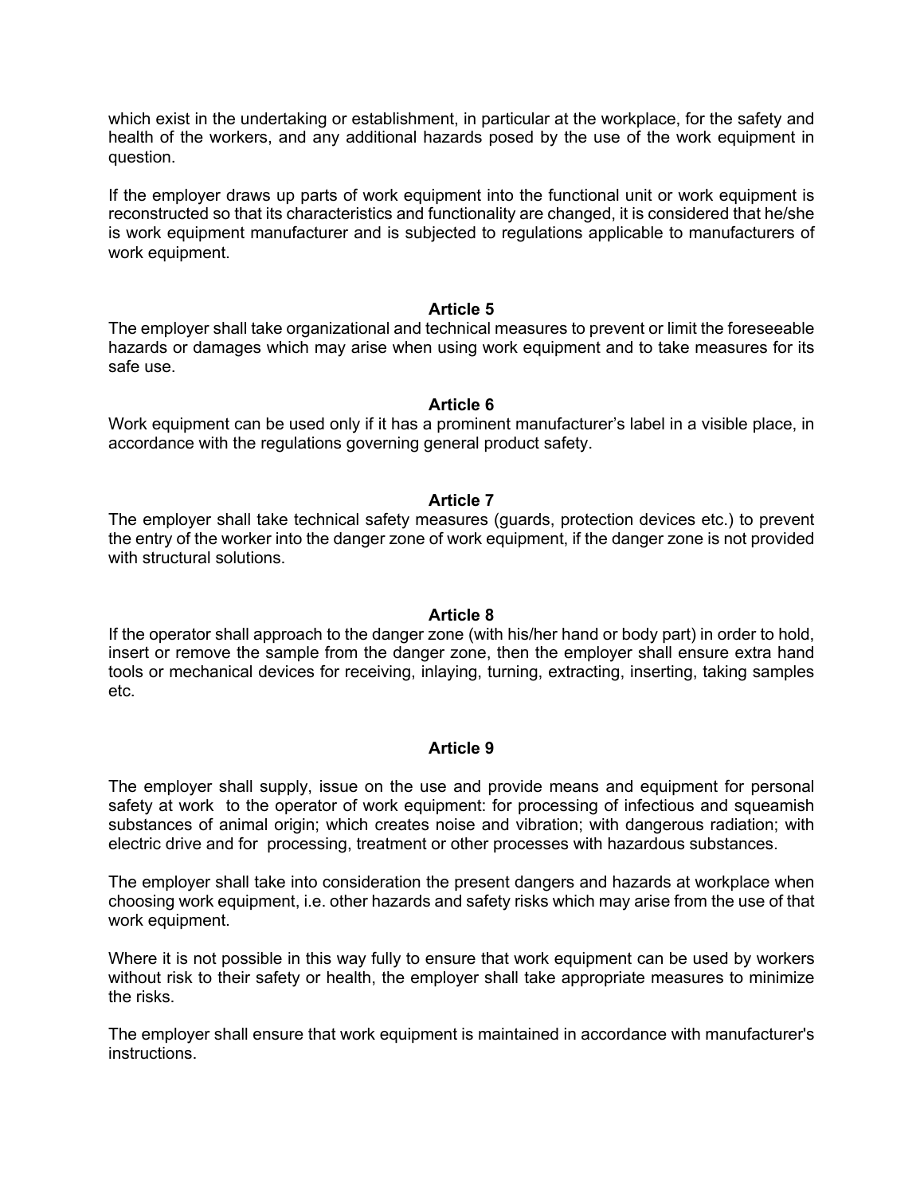which exist in the undertaking or establishment, in particular at the workplace, for the safety and health of the workers, and any additional hazards posed by the use of the work equipment in question.

If the employer draws up parts of work equipment into the functional unit or work equipment is reconstructed so that its characteristics and functionality are changed, it is considered that he/she is work equipment manufacturer and is subjected to regulations applicable to manufacturers of work equipment.

### Article 5

The employer shall take organizational and technical measures to prevent or limit the foreseeable hazards or damages which may arise when using work equipment and to take measures for its safe use.

### Article 6

Work equipment can be used only if it has a prominent manufacturer's label in a visible place, in accordance with the regulations governing general product safety.

### Article 7

The employer shall take technical safety measures (guards, protection devices etc.) to prevent the entry of the worker into the danger zone of work equipment, if the danger zone is not provided with structural solutions.

### Article 8

If the operator shall approach to the danger zone (with his/her hand or body part) in order to hold, insert or remove the sample from the danger zone, then the employer shall ensure extra hand tools or mechanical devices for receiving, inlaying, turning, extracting, inserting, taking samples etc.

### Article 9

The employer shall supply, issue on the use and provide means and equipment for personal safety at work to the operator of work equipment: for processing of infectious and squeamish substances of animal origin; which creates noise and vibration; with dangerous radiation; with electric drive and for processing, treatment or other processes with hazardous substances.

The employer shall take into consideration the present dangers and hazards at workplace when choosing work equipment, i.e. other hazards and safety risks which may arise from the use of that work equipment.

Where it is not possible in this way fully to ensure that work equipment can be used by workers without risk to their safety or health, the employer shall take appropriate measures to minimize the risks.

The employer shall ensure that work equipment is maintained in accordance with manufacturer's instructions.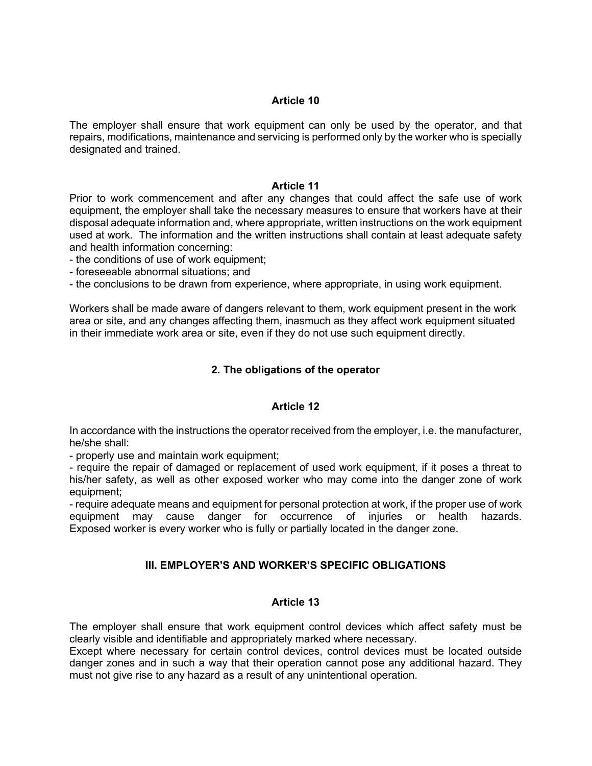### Article 10

The employer shall ensure that work equipment can only be used by the operator, and that repairs, modifications, maintenance and servicing is performed only by the worker who is specially designated and trained.

### Article 11

Prior to work commencement and after any changes that could affect the safe use of work equipment, the employer shall take the necessary measures to ensure that workers have at their disposal adequate information and, where appropriate, written instructions on the work equipment used at work. The information and the written instructions shall contain at least adequate safety and health information concerning:

- the conditions of use of work equipment;
- foreseeable abnormal situations; and
- the conclusions to be drawn from experience, where appropriate, in using work equipment.

Workers shall be made aware of dangers relevant to them, work equipment present in the work area or site, and any changes affecting them, inasmuch as they affect work equipment situated in their immediate work area or site, even if they do not use such equipment directly.

## 2. The obligations of the operator

### Article 12

In accordance with the instructions the operator received from the employer, i.e. the manufacturer, he/she shall:

- properly use and maintain work equipment;
- require the repair of damaged or replacement of used work equipment, if it poses a threat to his/her safety, as well as other exposed worker who may come into the danger zone of work equipment;
- require adequate means and equipment for personal protection at work, if the proper use of work equipment may cause danger for occurrence of injuries or health hazards.

Exposed worker is every worker who is fully or partially located in the danger zone.

## III. EMPLOYER'S AND WORKER'S SPECIFIC OBLIGATIONS

### Article 13

The employer shall ensure that work equipment control devices which affect safety must be clearly visible and identifiable and appropriately marked where necessary.

Except where necessary for certain control devices, control devices must be located outside danger zones and in such a way that their operation cannot pose any additional hazard. They must not give rise to any hazard as a result of any unintentional operation.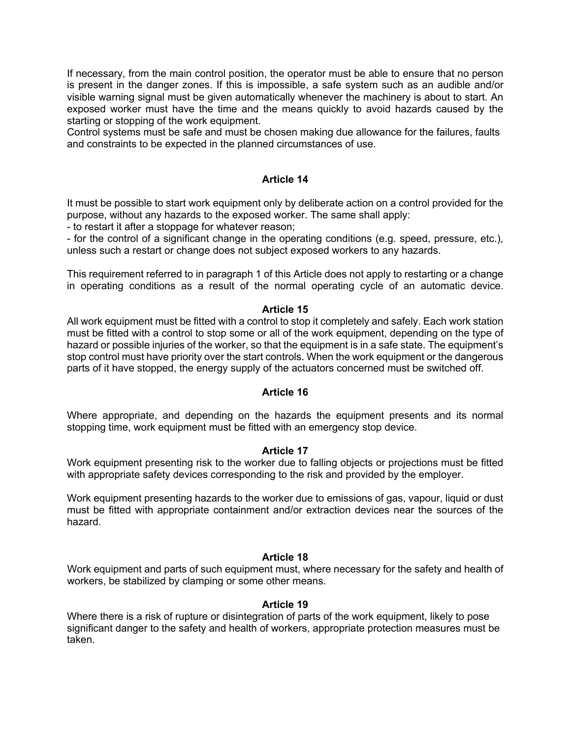If necessary, from the main control position, the operator must be able to ensure that no person is present in the danger zones. If this is impossible, a safe system such as an audible and/or visible warning signal must be given automatically whenever the machinery is about to start. An exposed worker must have the time and the means quickly to avoid hazards caused by the starting or stopping of the work equipment.

Control systems must be safe and must be chosen making due allowance for the failures, faults and constraints to be expected in the planned circumstances of use.

### Article 14

It must be possible to start work equipment only by deliberate action on a control provided for the purpose, without any hazards to the exposed worker. The same shall apply:

- to restart it after a stoppage for whatever reason;
- for the control of a significant change in the operating conditions (e.g. speed, pressure, etc.), unless such a restart or change does not subject exposed workers to any hazards.

This requirement referred to in paragraph 1 of this Article does not apply to restarting or a change in operating conditions as a result of the normal operating cycle of an automatic device.

### Article 15

All work equipment must be fitted with a control to stop it completely and safely. Each work station must be fitted with a control to stop some or all of the work equipment, depending on the type of hazard or possible injuries of the worker, so that the equipment is in a safe state. The equipment's stop control must have priority over the start controls. When the work equipment or the dangerous parts of it have stopped, the energy supply of the actuators concerned must be switched off.

### Article 16

Where appropriate, and depending on the hazards the equipment presents and its normal stopping time, work equipment must be fitted with an emergency stop device.

### Article 17

Work equipment presenting risk to the worker due to falling objects or projections must be fitted with appropriate safety devices corresponding to the risk and provided by the employer.

Work equipment presenting hazards to the worker due to emissions of gas, vapour, liquid or dust must be fitted with appropriate containment and/or extraction devices near the sources of the hazard.

### Article 18

Work equipment and parts of such equipment must, where necessary for the safety and health of workers, be stabilized by clamping or some other means.

### Article 19

Where there is a risk of rupture or disintegration of parts of the work equipment, likely to pose significant danger to the safety and health of workers, appropriate protection measures must be taken.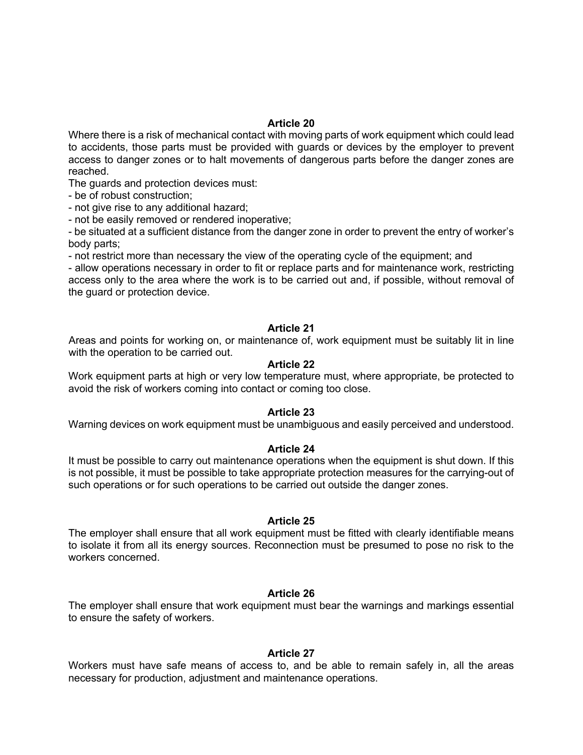**Article 20**

Where there is a risk of mechanical contact with moving parts of work equipment which could lead to accidents, those parts must be provided with guards or devices by the employer to prevent access to danger zones or to halt movements of dangerous parts before the danger zones are reached.

The guards and protection devices must:

- be of robust construction;
- not give rise to any additional hazard;
- not be easily removed or rendered inoperative;
- be situated at a sufficient distance from the danger zone in order to prevent the entry of worker's body parts;
- not restrict more than necessary the view of the operating cycle of the equipment; and
- allow operations necessary in order to fit or replace parts and for maintenance work, restricting access only to the area where the work is to be carried out and, if possible, without removal of the guard or protection device.

**Article 21**

Areas and points for working on, or maintenance of, work equipment must be suitably lit in line with the operation to be carried out.

**Article 22**

Work equipment parts at high or very low temperature must, where appropriate, be protected to avoid the risk of workers coming into contact or coming too close.

**Article 23**

Warning devices on work equipment must be unambiguous and easily perceived and understood.

**Article 24**

It must be possible to carry out maintenance operations when the equipment is shut down. If this is not possible, it must be possible to take appropriate protection measures for the carrying-out of such operations or for such operations to be carried out outside the danger zones.

**Article 25**

The employer shall ensure that all work equipment must be fitted with clearly identifiable means to isolate it from all its energy sources. Reconnection must be presumed to pose no risk to the workers concerned.

**Article 26**

The employer shall ensure that work equipment must bear the warnings and markings essential to ensure the safety of workers.

**Article 27**

Workers must have safe means of access to, and be able to remain safely in, all the areas necessary for production, adjustment and maintenance operations.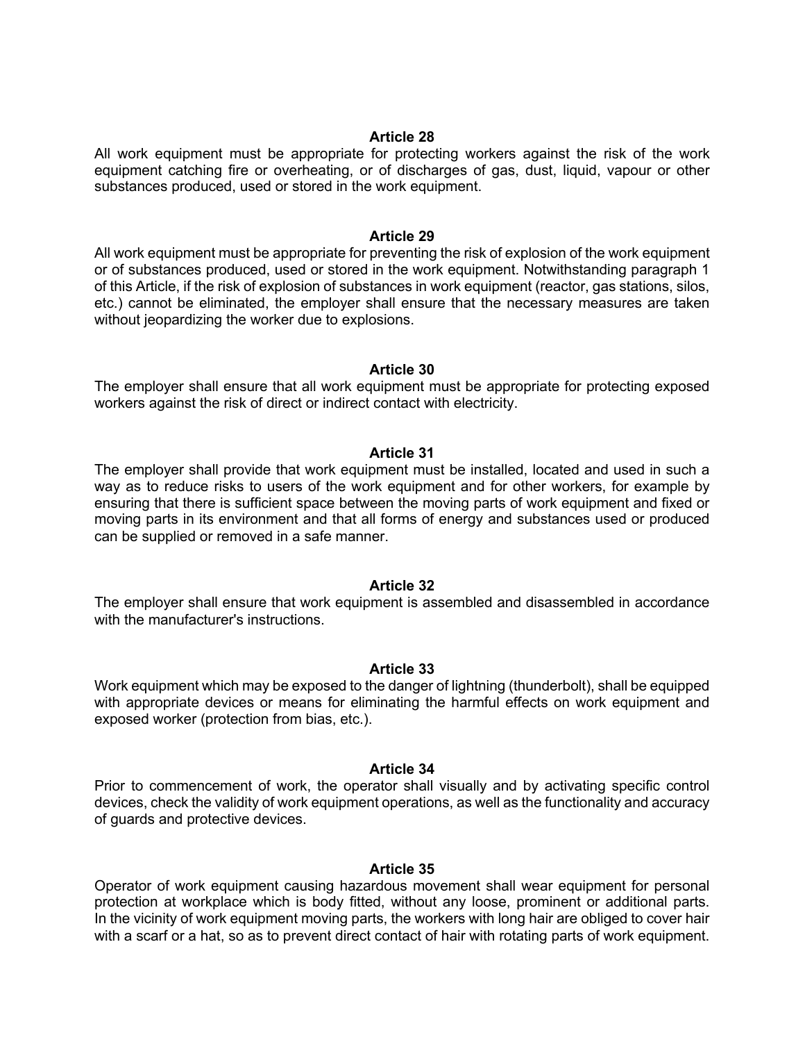**Article 28**

All work equipment must be appropriate for protecting workers against the risk of the work equipment catching fire or overheating, or of discharges of gas, dust, liquid, vapour or other substances produced, used or stored in the work equipment.

**Article 29**

All work equipment must be appropriate for preventing the risk of explosion of the work equipment or of substances produced, used or stored in the work equipment. Notwithstanding paragraph 1 of this Article, if the risk of explosion of substances in work equipment (reactor, gas stations, silos, etc.) cannot be eliminated, the employer shall ensure that the necessary measures are taken without jeopardizing the worker due to explosions.

**Article 30**

The employer shall ensure that all work equipment must be appropriate for protecting exposed workers against the risk of direct or indirect contact with electricity.

**Article 31**

The employer shall provide that work equipment must be installed, located and used in such a way as to reduce risks to users of the work equipment and for other workers, for example by ensuring that there is sufficient space between the moving parts of work equipment and fixed or moving parts in its environment and that all forms of energy and substances used or produced can be supplied or removed in a safe manner.

**Article 32**

The employer shall ensure that work equipment is assembled and disassembled in accordance with the manufacturer's instructions.

**Article 33**

Work equipment which may be exposed to the danger of lightning (thunderbolt), shall be equipped with appropriate devices or means for eliminating the harmful effects on work equipment and exposed worker (protection from bias, etc.).

**Article 34**

Prior to commencement of work, the operator shall visually and by activating specific control devices, check the validity of work equipment operations, as well as the functionality and accuracy of guards and protective devices.

**Article 35**

Operator of work equipment causing hazardous movement shall wear equipment for personal protection at workplace which is body fitted, without any loose, prominent or additional parts. In the vicinity of work equipment moving parts, the workers with long hair are obliged to cover hair with a scarf or a hat, so as to prevent direct contact of hair with rotating parts of work equipment.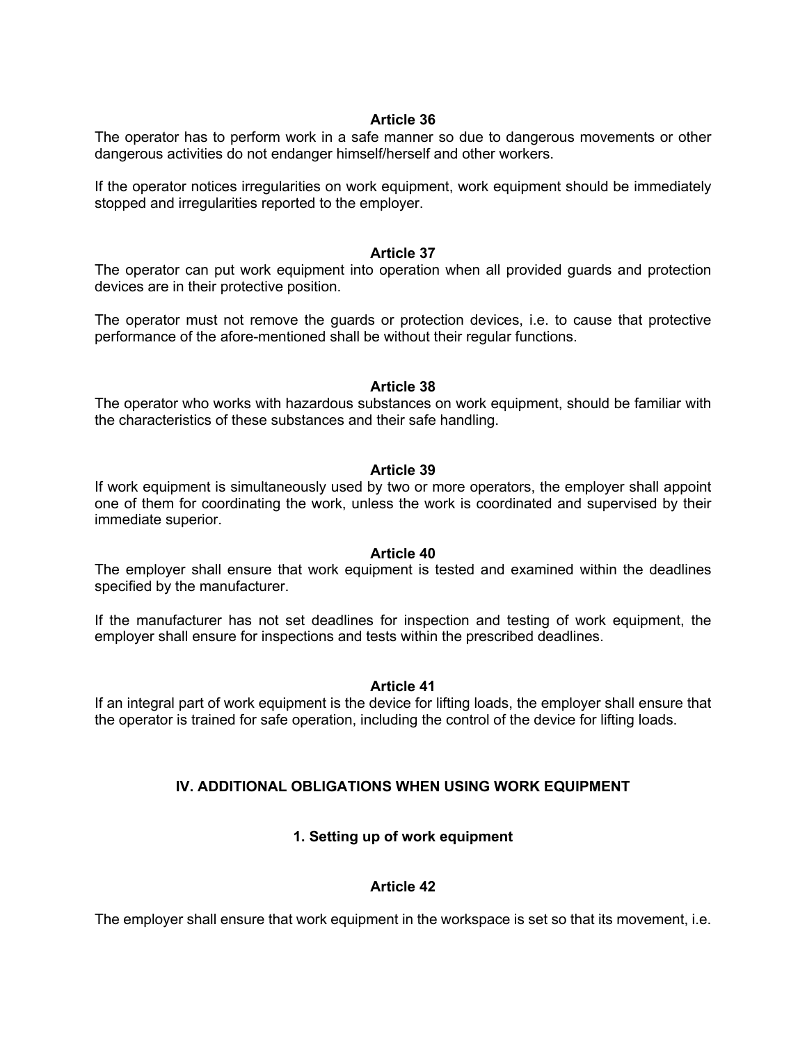**Article 36**

The operator has to perform work in a safe manner so due to dangerous movements or other dangerous activities do not endanger himself/herself and other workers.

If the operator notices irregularities on work equipment, work equipment should be immediately stopped and irregularities reported to the employer.

**Article 37**

The operator can put work equipment into operation when all provided guards and protection devices are in their protective position.

The operator must not remove the guards or protection devices, i.e. to cause that protective performance of the afore-mentioned shall be without their regular functions.

**Article 38**

The operator who works with hazardous substances on work equipment, should be familiar with the characteristics of these substances and their safe handling.

**Article 39**

If work equipment is simultaneously used by two or more operators, the employer shall appoint one of them for coordinating the work, unless the work is coordinated and supervised by their immediate superior.

**Article 40**

The employer shall ensure that work equipment is tested and examined within the deadlines specified by the manufacturer.

If the manufacturer has not set deadlines for inspection and testing of work equipment, the employer shall ensure for inspections and tests within the prescribed deadlines.

**Article 41**

If an integral part of work equipment is the device for lifting loads, the employer shall ensure that the operator is trained for safe operation, including the control of the device for lifting loads.

## IV. ADDITIONAL OBLIGATIONS WHEN USING WORK EQUIPMENT

### 1. Setting up of work equipment

**Article 42**

The employer shall ensure that work equipment in the workspace is set so that its movement, i.e.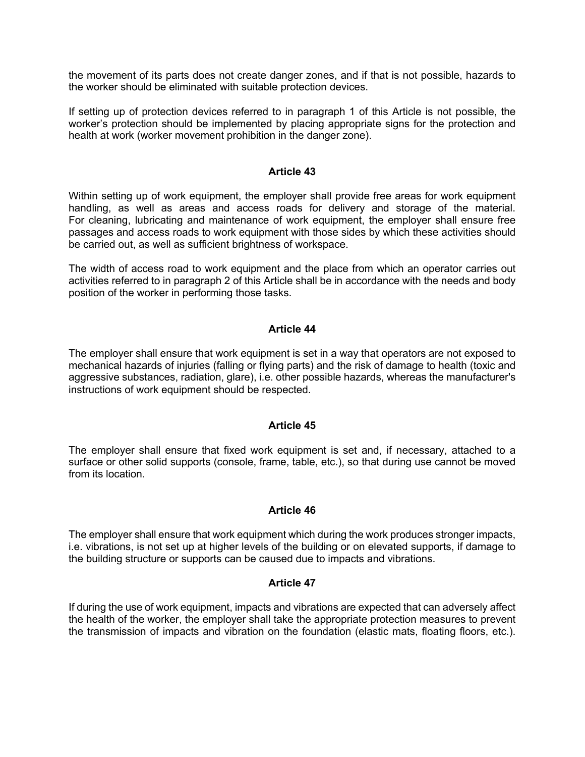the movement of its parts does not create danger zones, and if that is not possible, hazards to the worker should be eliminated with suitable protection devices.

If setting up of protection devices referred to in paragraph 1 of this Article is not possible, the worker's protection should be implemented by placing appropriate signs for the protection and health at work (worker movement prohibition in the danger zone).

### Article 43

Within setting up of work equipment, the employer shall provide free areas for work equipment handling, as well as areas and access roads for delivery and storage of the material. For cleaning, lubricating and maintenance of work equipment, the employer shall ensure free passages and access roads to work equipment with those sides by which these activities should be carried out, as well as sufficient brightness of workspace.

The width of access road to work equipment and the place from which an operator carries out activities referred to in paragraph 2 of this Article shall be in accordance with the needs and body position of the worker in performing those tasks.

### Article 44

The employer shall ensure that work equipment is set in a way that operators are not exposed to mechanical hazards of injuries (falling or flying parts) and the risk of damage to health (toxic and aggressive substances, radiation, glare), i.e. other possible hazards, whereas the manufacturer's instructions of work equipment should be respected.

### Article 45

The employer shall ensure that fixed work equipment is set and, if necessary, attached to a surface or other solid supports (console, frame, table, etc.), so that during use cannot be moved from its location.

### Article 46

The employer shall ensure that work equipment which during the work produces stronger impacts, i.e. vibrations, is not set up at higher levels of the building or on elevated supports, if damage to the building structure or supports can be caused due to impacts and vibrations.

### Article 47

If during the use of work equipment, impacts and vibrations are expected that can adversely affect the health of the worker, the employer shall take the appropriate protection measures to prevent the transmission of impacts and vibration on the foundation (elastic mats, floating floors, etc.).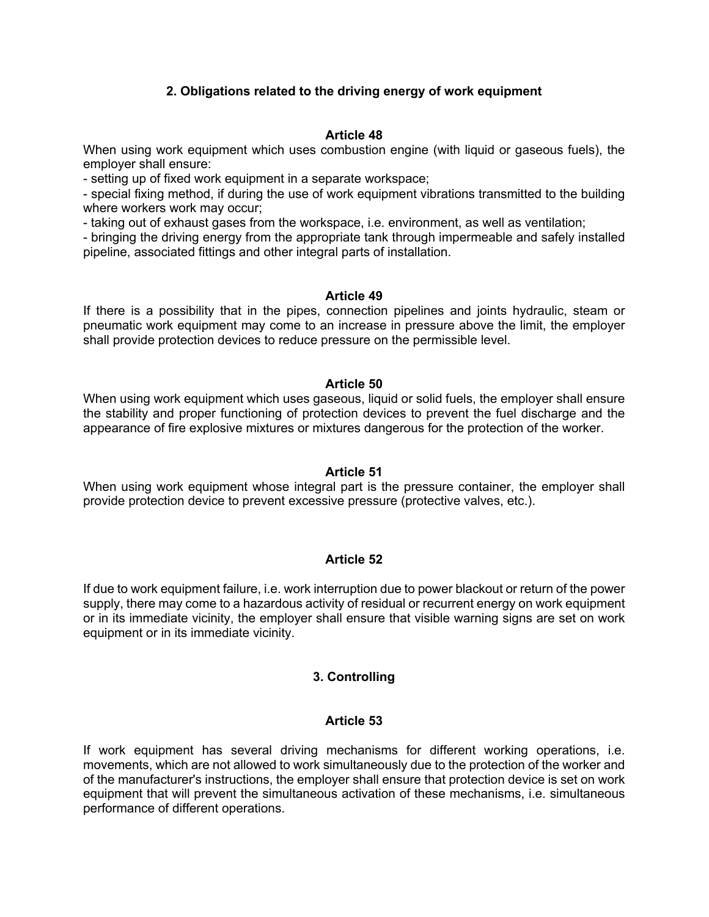## 2. Obligations related to the driving energy of work equipment

### Article 48

When using work equipment which uses combustion engine (with liquid or gaseous fuels), the employer shall ensure:

- setting up of fixed work equipment in a separate workspace;
- special fixing method, if during the use of work equipment vibrations transmitted to the building where workers work may occur;
- taking out of exhaust gases from the workspace, i.e. environment, as well as ventilation;
- bringing the driving energy from the appropriate tank through impermeable and safely installed pipeline, associated fittings and other integral parts of installation.

### Article 49

If there is a possibility that in the pipes, connection pipelines and joints hydraulic, steam or pneumatic work equipment may come to an increase in pressure above the limit, the employer shall provide protection devices to reduce pressure on the permissible level.

### Article 50

When using work equipment which uses gaseous, liquid or solid fuels, the employer shall ensure the stability and proper functioning of protection devices to prevent the fuel discharge and the appearance of fire explosive mixtures or mixtures dangerous for the protection of the worker.

### Article 51

When using work equipment whose integral part is the pressure container, the employer shall provide protection device to prevent excessive pressure (protective valves, etc.).

### Article 52

If due to work equipment failure, i.e. work interruption due to power blackout or return of the power supply, there may come to a hazardous activity of residual or recurrent energy on work equipment or in its immediate vicinity, the employer shall ensure that visible warning signs are set on work equipment or in its immediate vicinity.

## 3. Controlling

### Article 53

If work equipment has several driving mechanisms for different working operations, i.e. movements, which are not allowed to work simultaneously due to the protection of the worker and of the manufacturer's instructions, the employer shall ensure that protection device is set on work equipment that will prevent the simultaneous activation of these mechanisms, i.e. simultaneous performance of different operations.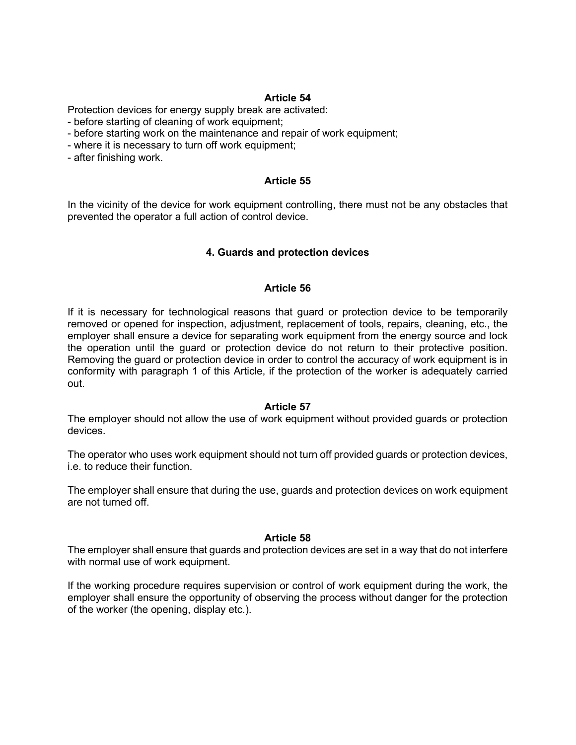**Article 54**

Protection devices for energy supply break are activated:

- before starting of cleaning of work equipment;
- before starting work on the maintenance and repair of work equipment;
- where it is necessary to turn off work equipment;
- after finishing work.

**Article 55**

In the vicinity of the device for work equipment controlling, there must not be any obstacles that prevented the operator a full action of control device.

## 4. Guards and protection devices

**Article 56**

If it is necessary for technological reasons that guard or protection device to be temporarily removed or opened for inspection, adjustment, replacement of tools, repairs, cleaning, etc., the employer shall ensure a device for separating work equipment from the energy source and lock the operation until the guard or protection device do not return to their protective position. Removing the guard or protection device in order to control the accuracy of work equipment is in conformity with paragraph 1 of this Article, if the protection of the worker is adequately carried out.

**Article 57**

The employer should not allow the use of work equipment without provided guards or protection devices.

The operator who uses work equipment should not turn off provided guards or protection devices, i.e. to reduce their function.

The employer shall ensure that during the use, guards and protection devices on work equipment are not turned off.

**Article 58**

The employer shall ensure that guards and protection devices are set in a way that do not interfere with normal use of work equipment.

If the working procedure requires supervision or control of work equipment during the work, the employer shall ensure the opportunity of observing the process without danger for the protection of the worker (the opening, display etc.).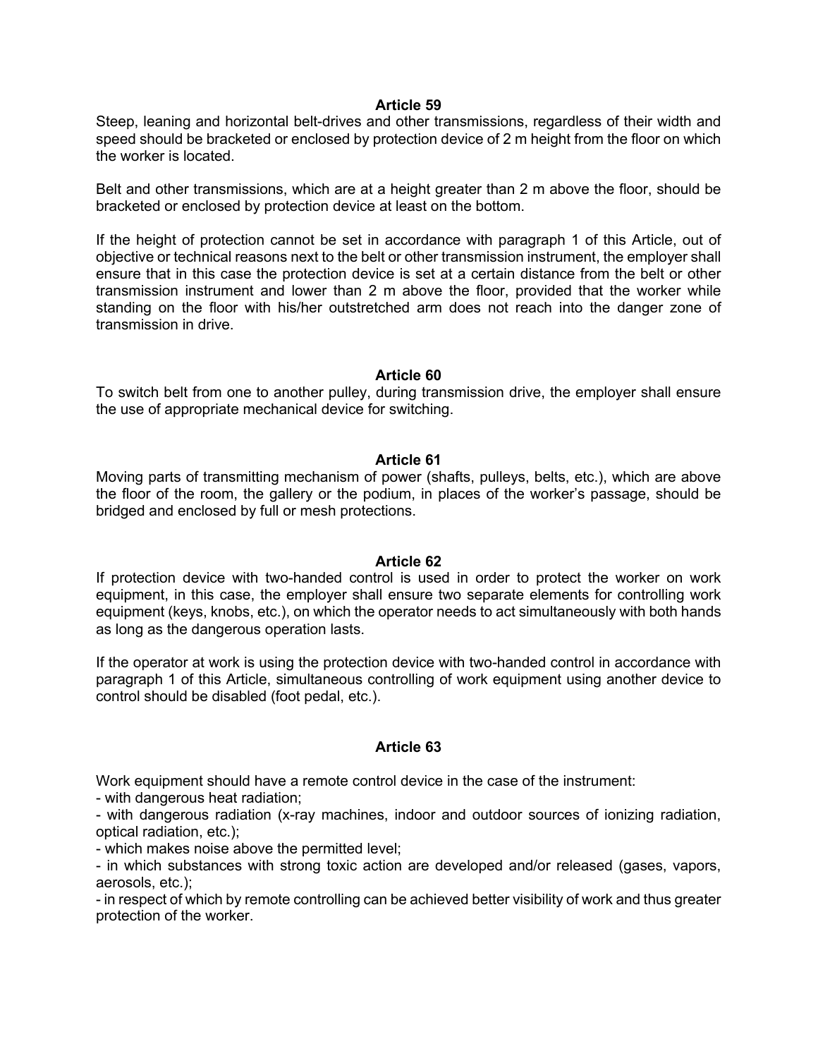### Article 59

Steep, leaning and horizontal belt-drives and other transmissions, regardless of their width and speed should be bracketed or enclosed by protection device of 2 m height from the floor on which the worker is located.

Belt and other transmissions, which are at a height greater than 2 m above the floor, should be bracketed or enclosed by protection device at least on the bottom.

If the height of protection cannot be set in accordance with paragraph 1 of this Article, out of objective or technical reasons next to the belt or other transmission instrument, the employer shall ensure that in this case the protection device is set at a certain distance from the belt or other transmission instrument and lower than 2 m above the floor, provided that the worker while standing on the floor with his/her outstretched arm does not reach into the danger zone of transmission in drive.

### Article 60

To switch belt from one to another pulley, during transmission drive, the employer shall ensure the use of appropriate mechanical device for switching.

### Article 61

Moving parts of transmitting mechanism of power (shafts, pulleys, belts, etc.), which are above the floor of the room, the gallery or the podium, in places of the worker's passage, should be bridged and enclosed by full or mesh protections.

### Article 62

If protection device with two-handed control is used in order to protect the worker on work equipment, in this case, the employer shall ensure two separate elements for controlling work equipment (keys, knobs, etc.), on which the operator needs to act simultaneously with both hands as long as the dangerous operation lasts.

If the operator at work is using the protection device with two-handed control in accordance with paragraph 1 of this Article, simultaneous controlling of work equipment using another device to control should be disabled (foot pedal, etc.).

### Article 63

Work equipment should have a remote control device in the case of the instrument:

- with dangerous heat radiation;
- with dangerous radiation (x-ray machines, indoor and outdoor sources of ionizing radiation, optical radiation, etc.);
- which makes noise above the permitted level;
- in which substances with strong toxic action are developed and/or released (gases, vapors, aerosols, etc.);
- in respect of which by remote controlling can be achieved better visibility of work and thus greater protection of the worker.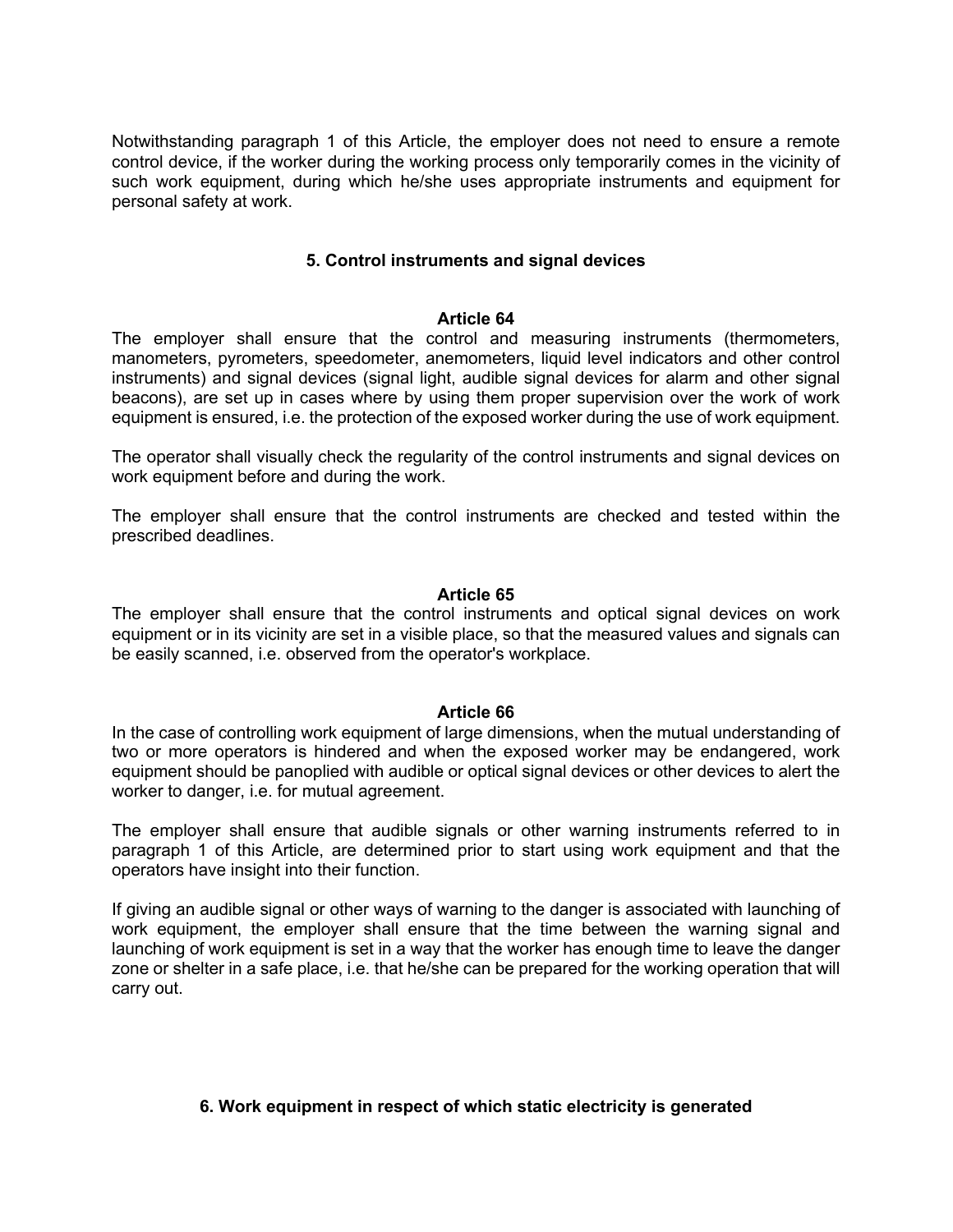Notwithstanding paragraph 1 of this Article, the employer does not need to ensure a remote control device, if the worker during the working process only temporarily comes in the vicinity of such work equipment, during which he/she uses appropriate instruments and equipment for personal safety at work.

## 5. Control instruments and signal devices

### Article 64

The employer shall ensure that the control and measuring instruments (thermometers, manometers, pyrometers, speedometer, anemometers, liquid level indicators and other control instruments) and signal devices (signal light, audible signal devices for alarm and other signal beacons), are set up in cases where by using them proper supervision over the work of work equipment is ensured, i.e. the protection of the exposed worker during the use of work equipment.

The operator shall visually check the regularity of the control instruments and signal devices on work equipment before and during the work.

The employer shall ensure that the control instruments are checked and tested within the prescribed deadlines.

### Article 65

The employer shall ensure that the control instruments and optical signal devices on work equipment or in its vicinity are set in a visible place, so that the measured values and signals can be easily scanned, i.e. observed from the operator's workplace.

### Article 66

In the case of controlling work equipment of large dimensions, when the mutual understanding of two or more operators is hindered and when the exposed worker may be endangered, work equipment should be panoplied with audible or optical signal devices or other devices to alert the worker to danger, i.e. for mutual agreement.

The employer shall ensure that audible signals or other warning instruments referred to in paragraph 1 of this Article, are determined prior to start using work equipment and that the operators have insight into their function.

If giving an audible signal or other ways of warning to the danger is associated with launching of work equipment, the employer shall ensure that the time between the warning signal and launching of work equipment is set in a way that the worker has enough time to leave the danger zone or shelter in a safe place, i.e. that he/she can be prepared for the working operation that will carry out.

## 6. Work equipment in respect of which static electricity is generated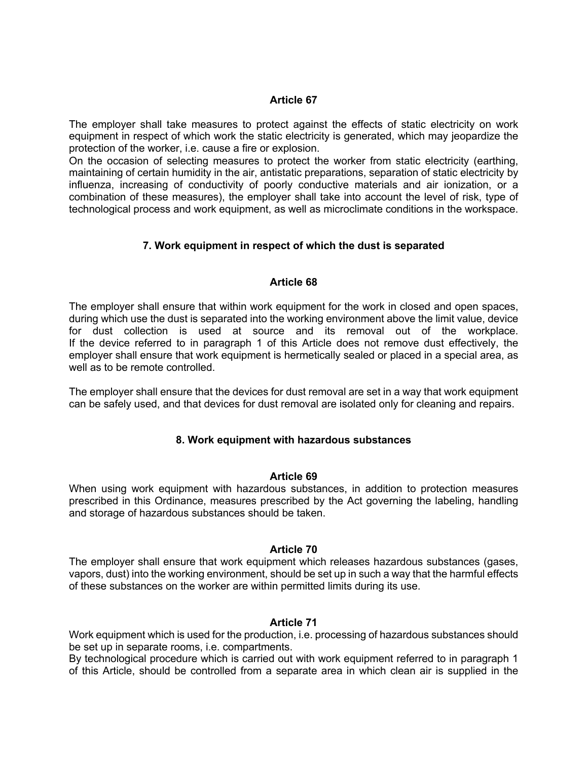### Article 67

The employer shall take measures to protect against the effects of static electricity on work equipment in respect of which work the static electricity is generated, which may jeopardize the protection of the worker, i.e. cause a fire or explosion.
On the occasion of selecting measures to protect the worker from static electricity (earthing, maintaining of certain humidity in the air, antistatic preparations, separation of static electricity by influenza, increasing of conductivity of poorly conductive materials and air ionization, or a combination of these measures), the employer shall take into account the level of risk, type of technological process and work equipment, as well as microclimate conditions in the workspace.

## 7. Work equipment in respect of which the dust is separated

### Article 68

The employer shall ensure that within work equipment for the work in closed and open spaces, during which use the dust is separated into the working environment above the limit value, device for dust collection is used at source and its removal out of the workplace.
If the device referred to in paragraph 1 of this Article does not remove dust effectively, the employer shall ensure that work equipment is hermetically sealed or placed in a special area, as well as to be remote controlled.

The employer shall ensure that the devices for dust removal are set in a way that work equipment can be safely used, and that devices for dust removal are isolated only for cleaning and repairs.

## 8. Work equipment with hazardous substances

### Article 69

When using work equipment with hazardous substances, in addition to protection measures prescribed in this Ordinance, measures prescribed by the Act governing the labeling, handling and storage of hazardous substances should be taken.

### Article 70

The employer shall ensure that work equipment which releases hazardous substances (gases, vapors, dust) into the working environment, should be set up in such a way that the harmful effects of these substances on the worker are within permitted limits during its use.

### Article 71

Work equipment which is used for the production, i.e. processing of hazardous substances should be set up in separate rooms, i.e. compartments.
By technological procedure which is carried out with work equipment referred to in paragraph 1 of this Article, should be controlled from a separate area in which clean air is supplied in the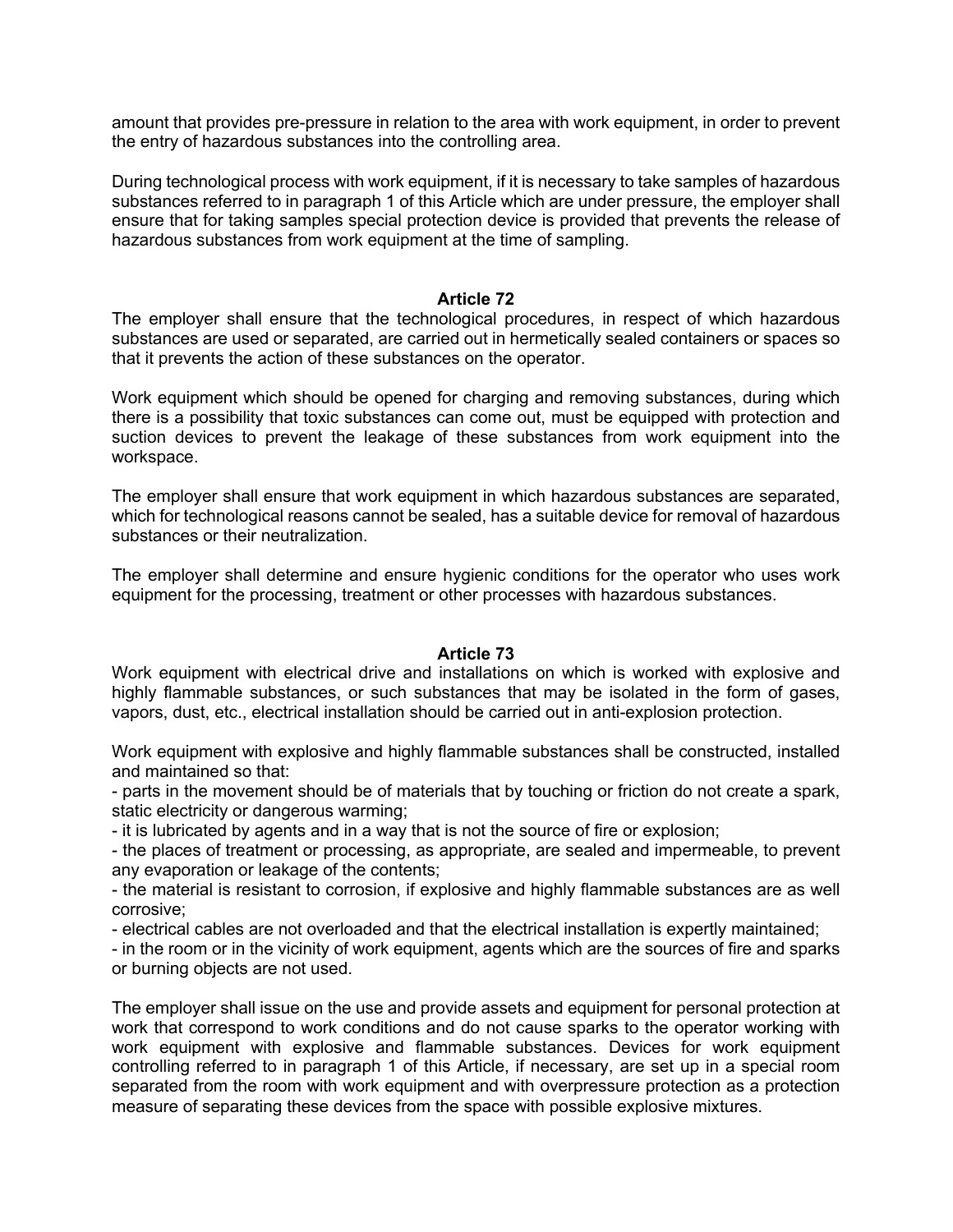amount that provides pre-pressure in relation to the area with work equipment, in order to prevent the entry of hazardous substances into the controlling area.

During technological process with work equipment, if it is necessary to take samples of hazardous substances referred to in paragraph 1 of this Article which are under pressure, the employer shall ensure that for taking samples special protection device is provided that prevents the release of hazardous substances from work equipment at the time of sampling.

### Article 72

The employer shall ensure that the technological procedures, in respect of which hazardous substances are used or separated, are carried out in hermetically sealed containers or spaces so that it prevents the action of these substances on the operator.

Work equipment which should be opened for charging and removing substances, during which there is a possibility that toxic substances can come out, must be equipped with protection and suction devices to prevent the leakage of these substances from work equipment into the workspace.

The employer shall ensure that work equipment in which hazardous substances are separated, which for technological reasons cannot be sealed, has a suitable device for removal of hazardous substances or their neutralization.

The employer shall determine and ensure hygienic conditions for the operator who uses work equipment for the processing, treatment or other processes with hazardous substances.

### Article 73

Work equipment with electrical drive and installations on which is worked with explosive and highly flammable substances, or such substances that may be isolated in the form of gases, vapors, dust, etc., electrical installation should be carried out in anti-explosion protection.

Work equipment with explosive and highly flammable substances shall be constructed, installed and maintained so that:

- parts in the movement should be of materials that by touching or friction do not create a spark, static electricity or dangerous warming;
- it is lubricated by agents and in a way that is not the source of fire or explosion;
- the places of treatment or processing, as appropriate, are sealed and impermeable, to prevent any evaporation or leakage of the contents;
- the material is resistant to corrosion, if explosive and highly flammable substances are as well corrosive;
- electrical cables are not overloaded and that the electrical installation is expertly maintained;
- in the room or in the vicinity of work equipment, agents which are the sources of fire and sparks or burning objects are not used.

The employer shall issue on the use and provide assets and equipment for personal protection at work that correspond to work conditions and do not cause sparks to the operator working with work equipment with explosive and flammable substances. Devices for work equipment controlling referred to in paragraph 1 of this Article, if necessary, are set up in a special room separated from the room with work equipment and with overpressure protection as a protection measure of separating these devices from the space with possible explosive mixtures.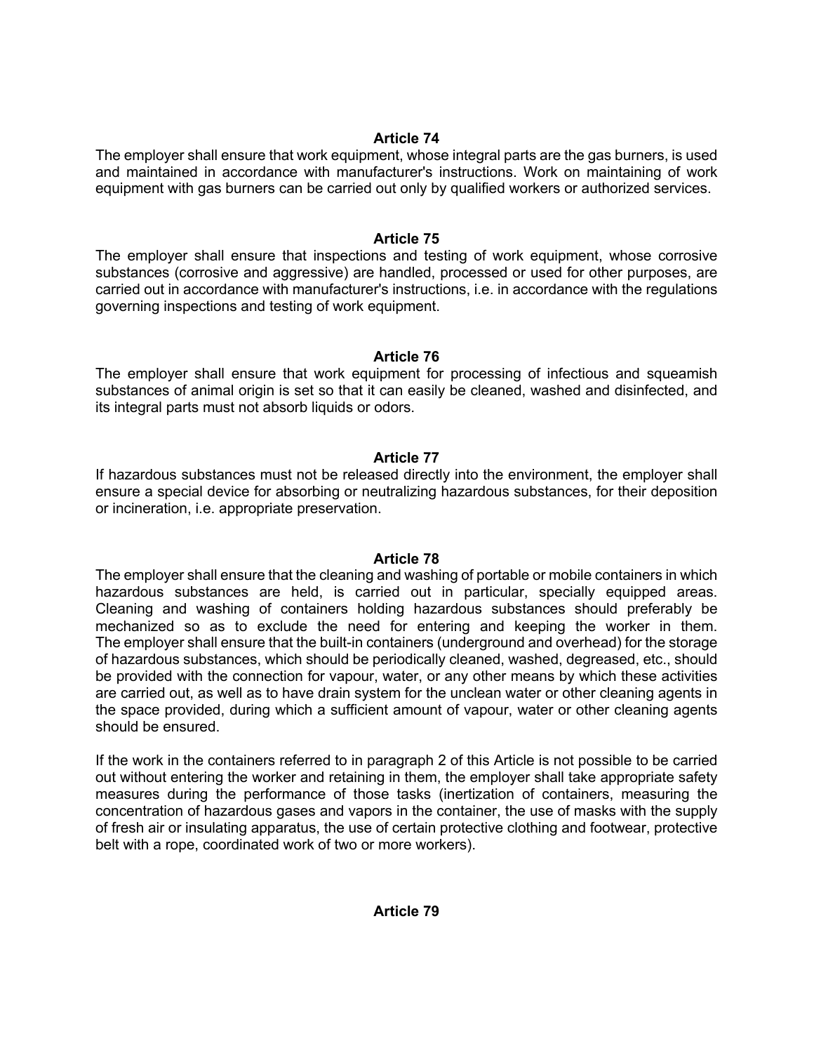**Article 74**

The employer shall ensure that work equipment, whose integral parts are the gas burners, is used and maintained in accordance with manufacturer's instructions. Work on maintaining of work equipment with gas burners can be carried out only by qualified workers or authorized services.

**Article 75**

The employer shall ensure that inspections and testing of work equipment, whose corrosive substances (corrosive and aggressive) are handled, processed or used for other purposes, are carried out in accordance with manufacturer's instructions, i.e. in accordance with the regulations governing inspections and testing of work equipment.

**Article 76**

The employer shall ensure that work equipment for processing of infectious and squeamish substances of animal origin is set so that it can easily be cleaned, washed and disinfected, and its integral parts must not absorb liquids or odors.

**Article 77**

If hazardous substances must not be released directly into the environment, the employer shall ensure a special device for absorbing or neutralizing hazardous substances, for their deposition or incineration, i.e. appropriate preservation.

**Article 78**

The employer shall ensure that the cleaning and washing of portable or mobile containers in which hazardous substances are held, is carried out in particular, specially equipped areas. Cleaning and washing of containers holding hazardous substances should preferably be mechanized so as to exclude the need for entering and keeping the worker in them. The employer shall ensure that the built-in containers (underground and overhead) for the storage of hazardous substances, which should be periodically cleaned, washed, degreased, etc., should be provided with the connection for vapour, water, or any other means by which these activities are carried out, as well as to have drain system for the unclean water or other cleaning agents in the space provided, during which a sufficient amount of vapour, water or other cleaning agents should be ensured.

If the work in the containers referred to in paragraph 2 of this Article is not possible to be carried out without entering the worker and retaining in them, the employer shall take appropriate safety measures during the performance of those tasks (inertization of containers, measuring the concentration of hazardous gases and vapors in the container, the use of masks with the supply of fresh air or insulating apparatus, the use of certain protective clothing and footwear, protective belt with a rope, coordinated work of two or more workers).

**Article 79**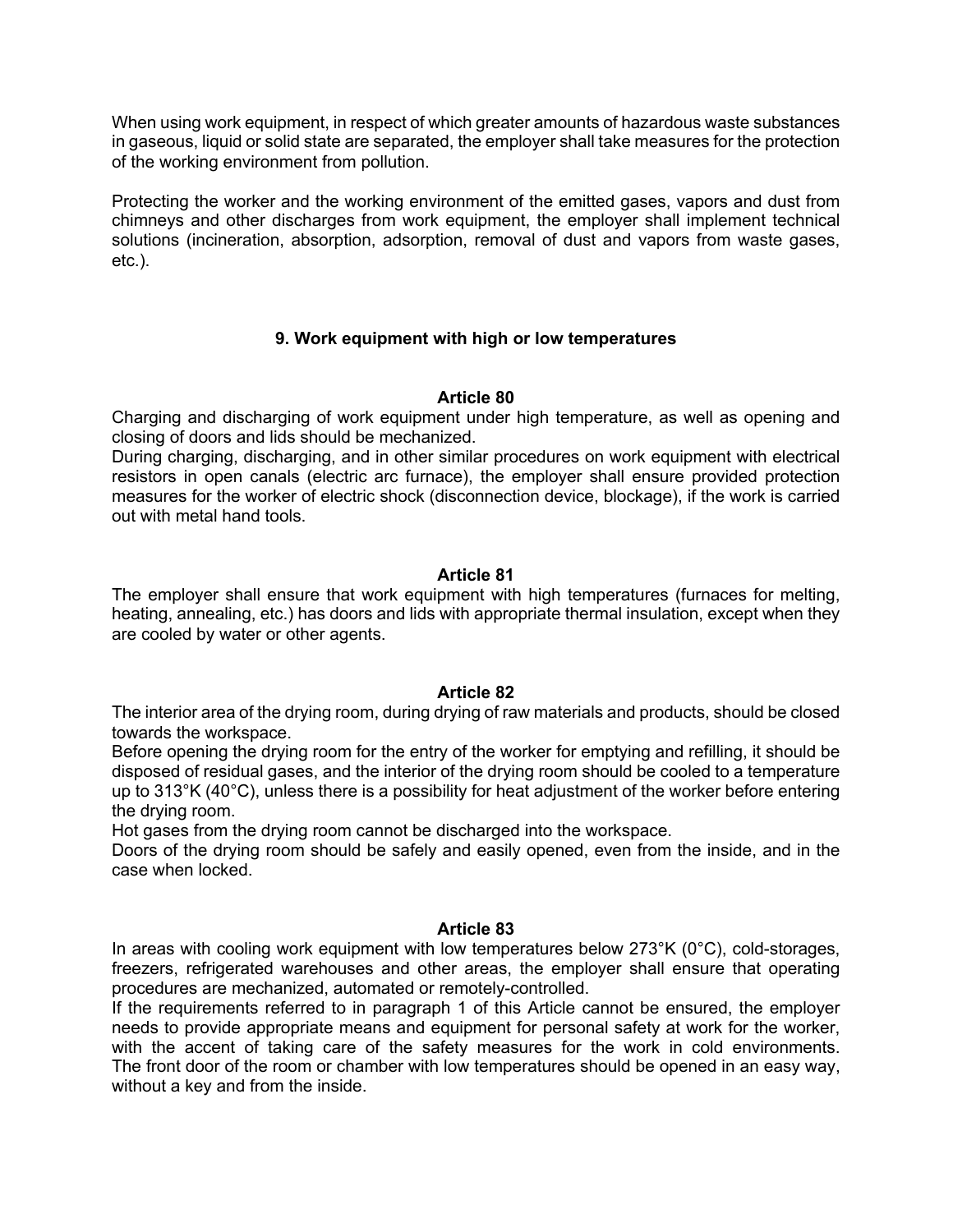When using work equipment, in respect of which greater amounts of hazardous waste substances in gaseous, liquid or solid state are separated, the employer shall take measures for the protection of the working environment from pollution.

Protecting the worker and the working environment of the emitted gases, vapors and dust from chimneys and other discharges from work equipment, the employer shall implement technical solutions (incineration, absorption, adsorption, removal of dust and vapors from waste gases, etc.).

## 9. Work equipment with high or low temperatures

### Article 80

Charging and discharging of work equipment under high temperature, as well as opening and closing of doors and lids should be mechanized.

During charging, discharging, and in other similar procedures on work equipment with electrical resistors in open canals (electric arc furnace), the employer shall ensure provided protection measures for the worker of electric shock (disconnection device, blockage), if the work is carried out with metal hand tools.

### Article 81

The employer shall ensure that work equipment with high temperatures (furnaces for melting, heating, annealing, etc.) has doors and lids with appropriate thermal insulation, except when they are cooled by water or other agents.

### Article 82

The interior area of the drying room, during drying of raw materials and products, should be closed towards the workspace.

Before opening the drying room for the entry of the worker for emptying and refilling, it should be disposed of residual gases, and the interior of the drying room should be cooled to a temperature up to 313°K (40°C), unless there is a possibility for heat adjustment of the worker before entering the drying room.

Hot gases from the drying room cannot be discharged into the workspace.

Doors of the drying room should be safely and easily opened, even from the inside, and in the case when locked.

### Article 83

In areas with cooling work equipment with low temperatures below 273°K (0°C), cold-storages, freezers, refrigerated warehouses and other areas, the employer shall ensure that operating procedures are mechanized, automated or remotely-controlled.

If the requirements referred to in paragraph 1 of this Article cannot be ensured, the employer needs to provide appropriate means and equipment for personal safety at work for the worker, with the accent of taking care of the safety measures for the work in cold environments.

The front door of the room or chamber with low temperatures should be opened in an easy way, without a key and from the inside.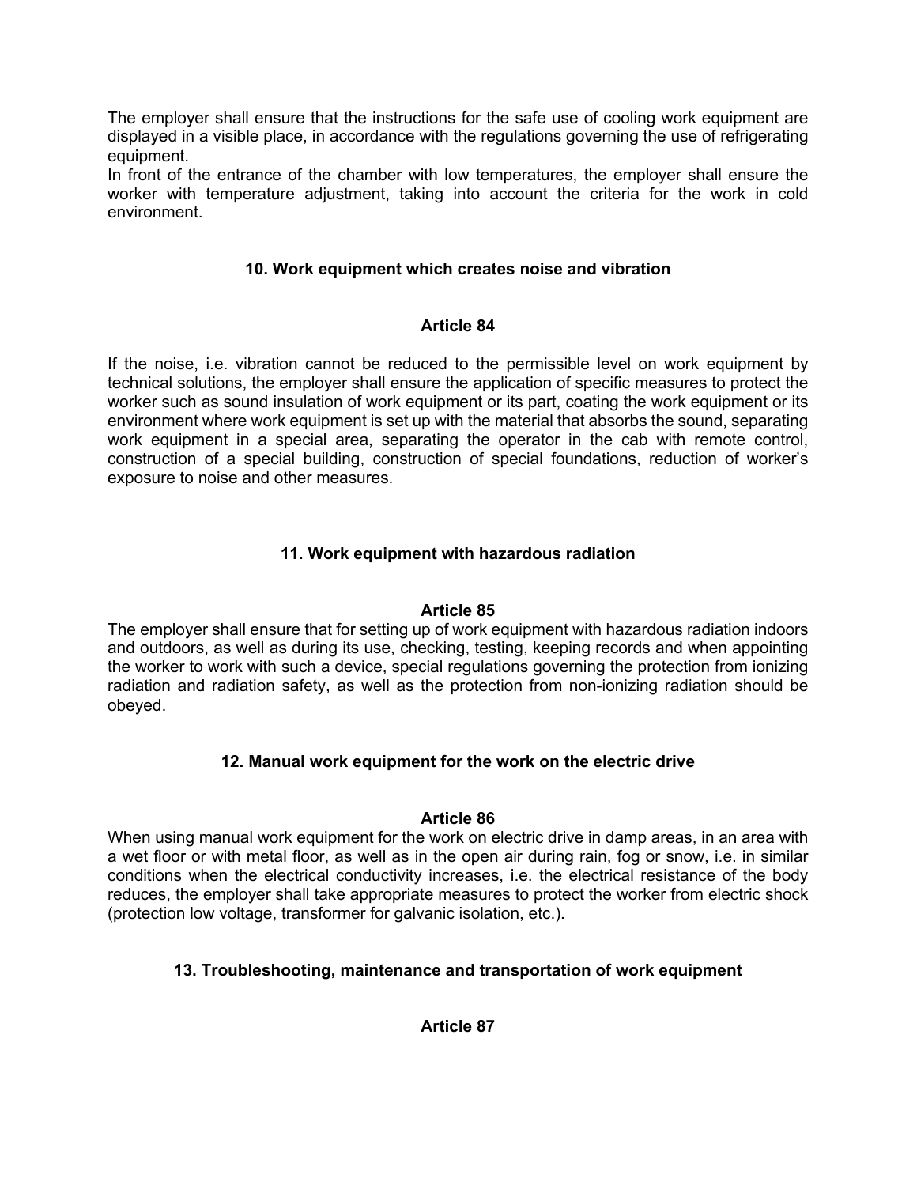The employer shall ensure that the instructions for the safe use of cooling work equipment are displayed in a visible place, in accordance with the regulations governing the use of refrigerating equipment.
In front of the entrance of the chamber with low temperatures, the employer shall ensure the worker with temperature adjustment, taking into account the criteria for the work in cold environment.

### 10. Work equipment which creates noise and vibration

#### Article 84

If the noise, i.e. vibration cannot be reduced to the permissible level on work equipment by technical solutions, the employer shall ensure the application of specific measures to protect the worker such as sound insulation of work equipment or its part, coating the work equipment or its environment where work equipment is set up with the material that absorbs the sound, separating work equipment in a special area, separating the operator in the cab with remote control, construction of a special building, construction of special foundations, reduction of worker's exposure to noise and other measures.

### 11. Work equipment with hazardous radiation

#### Article 85

The employer shall ensure that for setting up of work equipment with hazardous radiation indoors and outdoors, as well as during its use, checking, testing, keeping records and when appointing the worker to work with such a device, special regulations governing the protection from ionizing radiation and radiation safety, as well as the protection from non-ionizing radiation should be obeyed.

### 12. Manual work equipment for the work on the electric drive

#### Article 86

When using manual work equipment for the work on electric drive in damp areas, in an area with a wet floor or with metal floor, as well as in the open air during rain, fog or snow, i.e. in similar conditions when the electrical conductivity increases, i.e. the electrical resistance of the body reduces, the employer shall take appropriate measures to protect the worker from electric shock (protection low voltage, transformer for galvanic isolation, etc.).

### 13. Troubleshooting, maintenance and transportation of work equipment

#### Article 87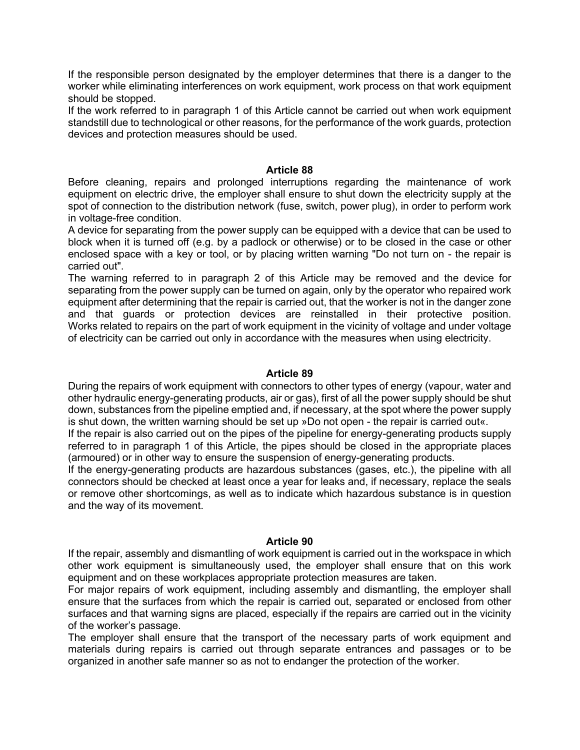If the responsible person designated by the employer determines that there is a danger to the worker while eliminating interferences on work equipment, work process on that work equipment should be stopped.

If the work referred to in paragraph 1 of this Article cannot be carried out when work equipment standstill due to technological or other reasons, for the performance of the work guards, protection devices and protection measures should be used.

## Article 88

Before cleaning, repairs and prolonged interruptions regarding the maintenance of work equipment on electric drive, the employer shall ensure to shut down the electricity supply at the spot of connection to the distribution network (fuse, switch, power plug), in order to perform work in voltage-free condition.

A device for separating from the power supply can be equipped with a device that can be used to block when it is turned off (e.g. by a padlock or otherwise) or to be closed in the case or other enclosed space with a key or tool, or by placing written warning "Do not turn on - the repair is carried out".

The warning referred to in paragraph 2 of this Article may be removed and the device for separating from the power supply can be turned on again, only by the operator who repaired work equipment after determining that the repair is carried out, that the worker is not in the danger zone and that guards or protection devices are reinstalled in their protective position.

Works related to repairs on the part of work equipment in the vicinity of voltage and under voltage of electricity can be carried out only in accordance with the measures when using electricity.

## Article 89

During the repairs of work equipment with connectors to other types of energy (vapour, water and other hydraulic energy-generating products, air or gas), first of all the power supply should be shut down, substances from the pipeline emptied and, if necessary, at the spot where the power supply is shut down, the written warning should be set up »Do not open - the repair is carried out«.

If the repair is also carried out on the pipes of the pipeline for energy-generating products supply referred to in paragraph 1 of this Article, the pipes should be closed in the appropriate places (armoured) or in other way to ensure the suspension of energy-generating products.

If the energy-generating products are hazardous substances (gases, etc.), the pipeline with all connectors should be checked at least once a year for leaks and, if necessary, replace the seals or remove other shortcomings, as well as to indicate which hazardous substance is in question and the way of its movement.

## Article 90

If the repair, assembly and dismantling of work equipment is carried out in the workspace in which other work equipment is simultaneously used, the employer shall ensure that on this work equipment and on these workplaces appropriate protection measures are taken.

For major repairs of work equipment, including assembly and dismantling, the employer shall ensure that the surfaces from which the repair is carried out, separated or enclosed from other surfaces and that warning signs are placed, especially if the repairs are carried out in the vicinity of the worker's passage.

The employer shall ensure that the transport of the necessary parts of work equipment and materials during repairs is carried out through separate entrances and passages or to be organized in another safe manner so as not to endanger the protection of the worker.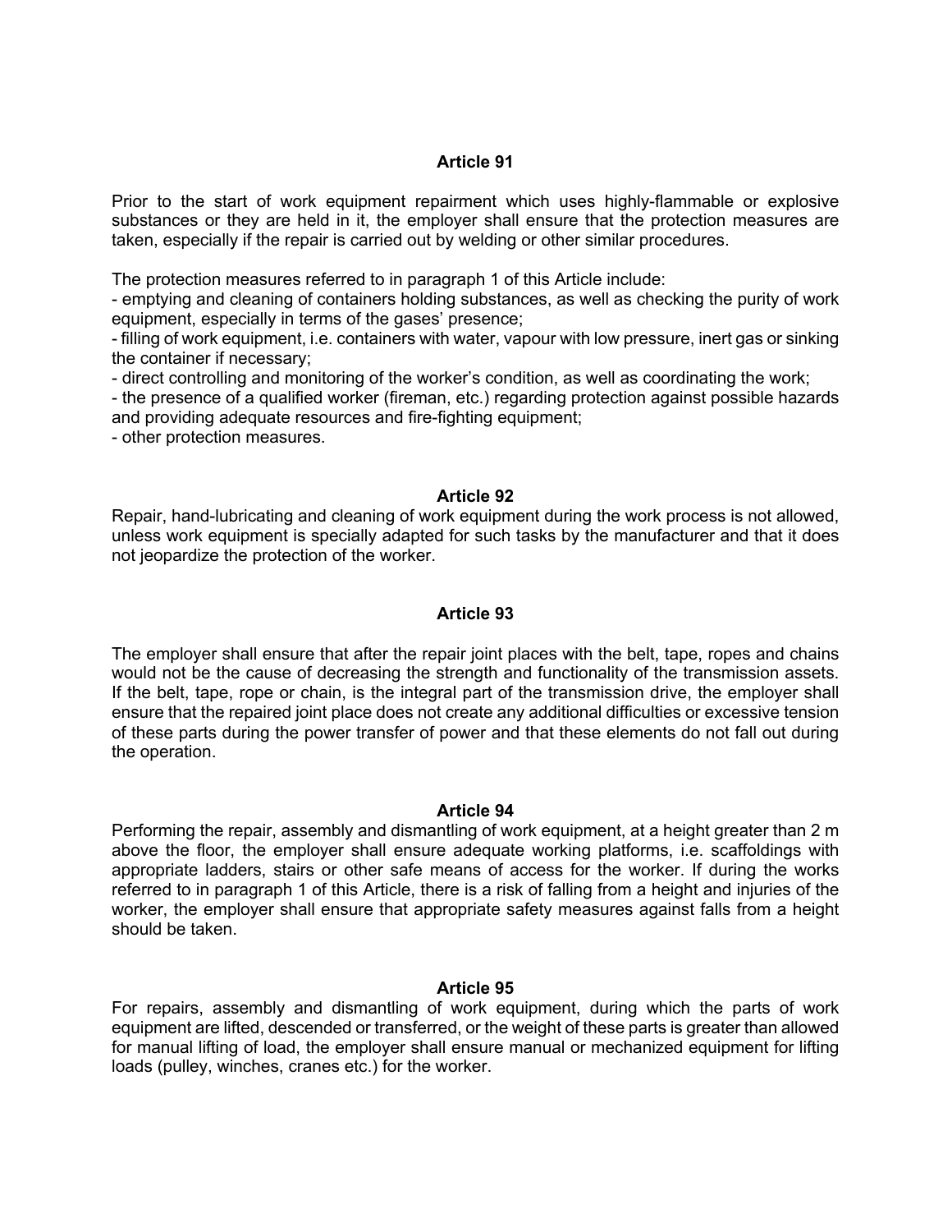**Article 91**

Prior to the start of work equipment repairment which uses highly-flammable or explosive substances or they are held in it, the employer shall ensure that the protection measures are taken, especially if the repair is carried out by welding or other similar procedures.

The protection measures referred to in paragraph 1 of this Article include:
- emptying and cleaning of containers holding substances, as well as checking the purity of work equipment, especially in terms of the gases' presence;
- filling of work equipment, i.e. containers with water, vapour with low pressure, inert gas or sinking the container if necessary;
- direct controlling and monitoring of the worker's condition, as well as coordinating the work;
- the presence of a qualified worker (fireman, etc.) regarding protection against possible hazards and providing adequate resources and fire-fighting equipment;
- other protection measures.

**Article 92**

Repair, hand-lubricating and cleaning of work equipment during the work process is not allowed, unless work equipment is specially adapted for such tasks by the manufacturer and that it does not jeopardize the protection of the worker.

**Article 93**

The employer shall ensure that after the repair joint places with the belt, tape, ropes and chains would not be the cause of decreasing the strength and functionality of the transmission assets. If the belt, tape, rope or chain, is the integral part of the transmission drive, the employer shall ensure that the repaired joint place does not create any additional difficulties or excessive tension of these parts during the power transfer of power and that these elements do not fall out during the operation.

**Article 94**

Performing the repair, assembly and dismantling of work equipment, at a height greater than 2 m above the floor, the employer shall ensure adequate working platforms, i.e. scaffoldings with appropriate ladders, stairs or other safe means of access for the worker. If during the works referred to in paragraph 1 of this Article, there is a risk of falling from a height and injuries of the worker, the employer shall ensure that appropriate safety measures against falls from a height should be taken.

**Article 95**

For repairs, assembly and dismantling of work equipment, during which the parts of work equipment are lifted, descended or transferred, or the weight of these parts is greater than allowed for manual lifting of load, the employer shall ensure manual or mechanized equipment for lifting loads (pulley, winches, cranes etc.) for the worker.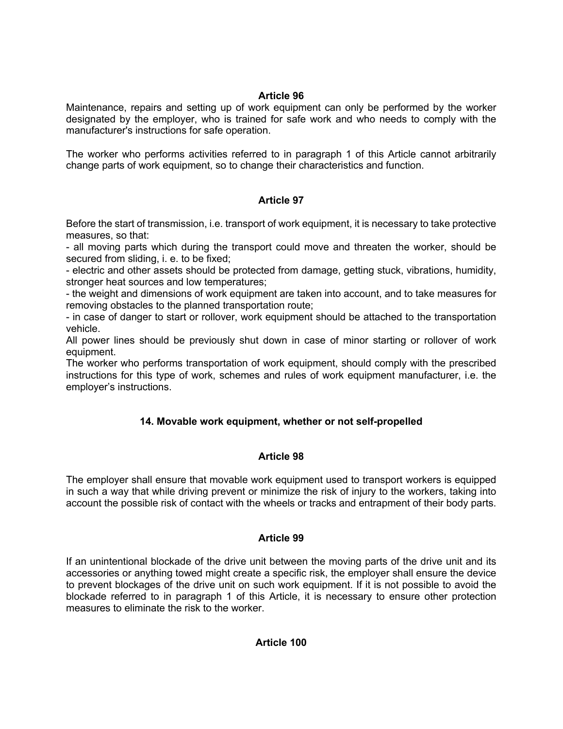**Article 96**

Maintenance, repairs and setting up of work equipment can only be performed by the worker designated by the employer, who is trained for safe work and who needs to comply with the manufacturer's instructions for safe operation.

The worker who performs activities referred to in paragraph 1 of this Article cannot arbitrarily change parts of work equipment, so to change their characteristics and function.

**Article 97**

Before the start of transmission, i.e. transport of work equipment, it is necessary to take protective measures, so that:

- all moving parts which during the transport could move and threaten the worker, should be secured from sliding, i. e. to be fixed;
- electric and other assets should be protected from damage, getting stuck, vibrations, humidity, stronger heat sources and low temperatures;
- the weight and dimensions of work equipment are taken into account, and to take measures for removing obstacles to the planned transportation route;
- in case of danger to start or rollover, work equipment should be attached to the transportation vehicle.

All power lines should be previously shut down in case of minor starting or rollover of work equipment.

The worker who performs transportation of work equipment, should comply with the prescribed instructions for this type of work, schemes and rules of work equipment manufacturer, i.e. the employer's instructions.

## 14. Movable work equipment, whether or not self-propelled

**Article 98**

The employer shall ensure that movable work equipment used to transport workers is equipped in such a way that while driving prevent or minimize the risk of injury to the workers, taking into account the possible risk of contact with the wheels or tracks and entrapment of their body parts.

**Article 99**

If an unintentional blockade of the drive unit between the moving parts of the drive unit and its accessories or anything towed might create a specific risk, the employer shall ensure the device to prevent blockages of the drive unit on such work equipment. If it is not possible to avoid the blockade referred to in paragraph 1 of this Article, it is necessary to ensure other protection measures to eliminate the risk to the worker.

**Article 100**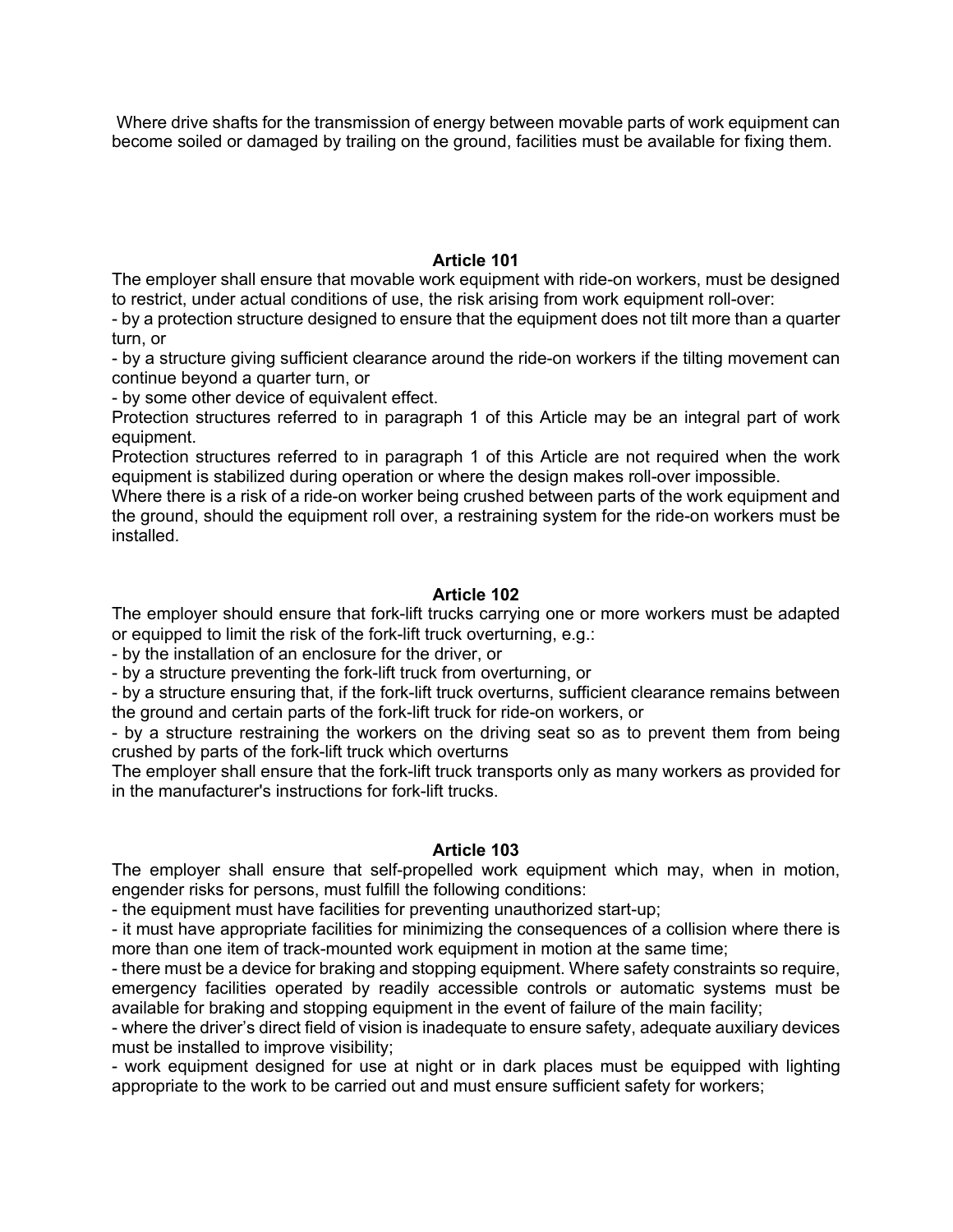Where drive shafts for the transmission of energy between movable parts of work equipment can become soiled or damaged by trailing on the ground, facilities must be available for fixing them.

**Article 101**

The employer shall ensure that movable work equipment with ride-on workers, must be designed to restrict, under actual conditions of use, the risk arising from work equipment roll-over:

- by a protection structure designed to ensure that the equipment does not tilt more than a quarter turn, or
- by a structure giving sufficient clearance around the ride-on workers if the tilting movement can continue beyond a quarter turn, or
- by some other device of equivalent effect.

Protection structures referred to in paragraph 1 of this Article may be an integral part of work equipment.

Protection structures referred to in paragraph 1 of this Article are not required when the work equipment is stabilized during operation or where the design makes roll-over impossible.

Where there is a risk of a ride-on worker being crushed between parts of the work equipment and the ground, should the equipment roll over, a restraining system for the ride-on workers must be installed.

**Article 102**

The employer should ensure that fork-lift trucks carrying one or more workers must be adapted or equipped to limit the risk of the fork-lift truck overturning, e.g.:

- by the installation of an enclosure for the driver, or
- by a structure preventing the fork-lift truck from overturning, or
- by a structure ensuring that, if the fork-lift truck overturns, sufficient clearance remains between the ground and certain parts of the fork-lift truck for ride-on workers, or
- by a structure restraining the workers on the driving seat so as to prevent them from being crushed by parts of the fork-lift truck which overturns

The employer shall ensure that the fork-lift truck transports only as many workers as provided for in the manufacturer's instructions for fork-lift trucks.

**Article 103**

The employer shall ensure that self-propelled work equipment which may, when in motion, engender risks for persons, must fulfill the following conditions:

- the equipment must have facilities for preventing unauthorized start-up;
- it must have appropriate facilities for minimizing the consequences of a collision where there is more than one item of track-mounted work equipment in motion at the same time;
- there must be a device for braking and stopping equipment. Where safety constraints so require, emergency facilities operated by readily accessible controls or automatic systems must be available for braking and stopping equipment in the event of failure of the main facility;
- where the driver's direct field of vision is inadequate to ensure safety, adequate auxiliary devices must be installed to improve visibility;
- work equipment designed for use at night or in dark places must be equipped with lighting appropriate to the work to be carried out and must ensure sufficient safety for workers;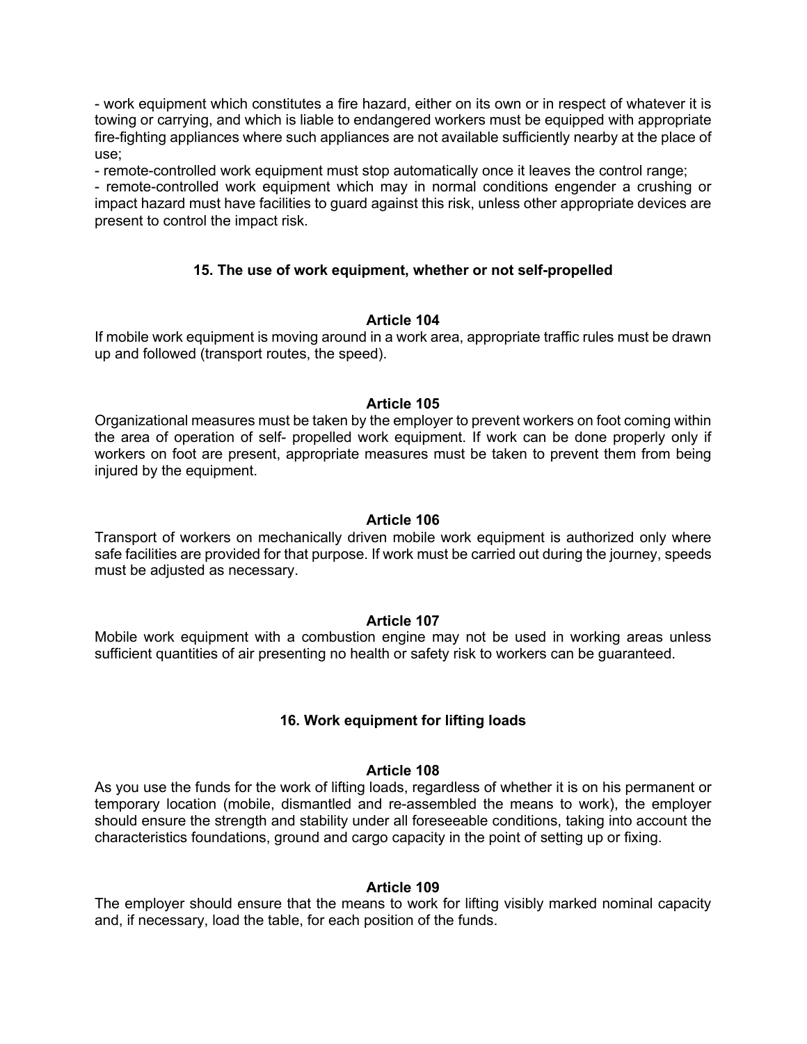- work equipment which constitutes a fire hazard, either on its own or in respect of whatever it is towing or carrying, and which is liable to endangered workers must be equipped with appropriate fire-fighting appliances where such appliances are not available sufficiently nearby at the place of use;
- remote-controlled work equipment must stop automatically once it leaves the control range;
- remote-controlled work equipment which may in normal conditions engender a crushing or impact hazard must have facilities to guard against this risk, unless other appropriate devices are present to control the impact risk.

### 15. The use of work equipment, whether or not self-propelled

**Article 104**

If mobile work equipment is moving around in a work area, appropriate traffic rules must be drawn up and followed (transport routes, the speed).

**Article 105**

Organizational measures must be taken by the employer to prevent workers on foot coming within the area of operation of self- propelled work equipment. If work can be done properly only if workers on foot are present, appropriate measures must be taken to prevent them from being injured by the equipment.

**Article 106**

Transport of workers on mechanically driven mobile work equipment is authorized only where safe facilities are provided for that purpose. If work must be carried out during the journey, speeds must be adjusted as necessary.

**Article 107**

Mobile work equipment with a combustion engine may not be used in working areas unless sufficient quantities of air presenting no health or safety risk to workers can be guaranteed.

### 16. Work equipment for lifting loads

**Article 108**

As you use the funds for the work of lifting loads, regardless of whether it is on his permanent or temporary location (mobile, dismantled and re-assembled the means to work), the employer should ensure the strength and stability under all foreseeable conditions, taking into account the characteristics foundations, ground and cargo capacity in the point of setting up or fixing.

**Article 109**

The employer should ensure that the means to work for lifting visibly marked nominal capacity and, if necessary, load the table, for each position of the funds.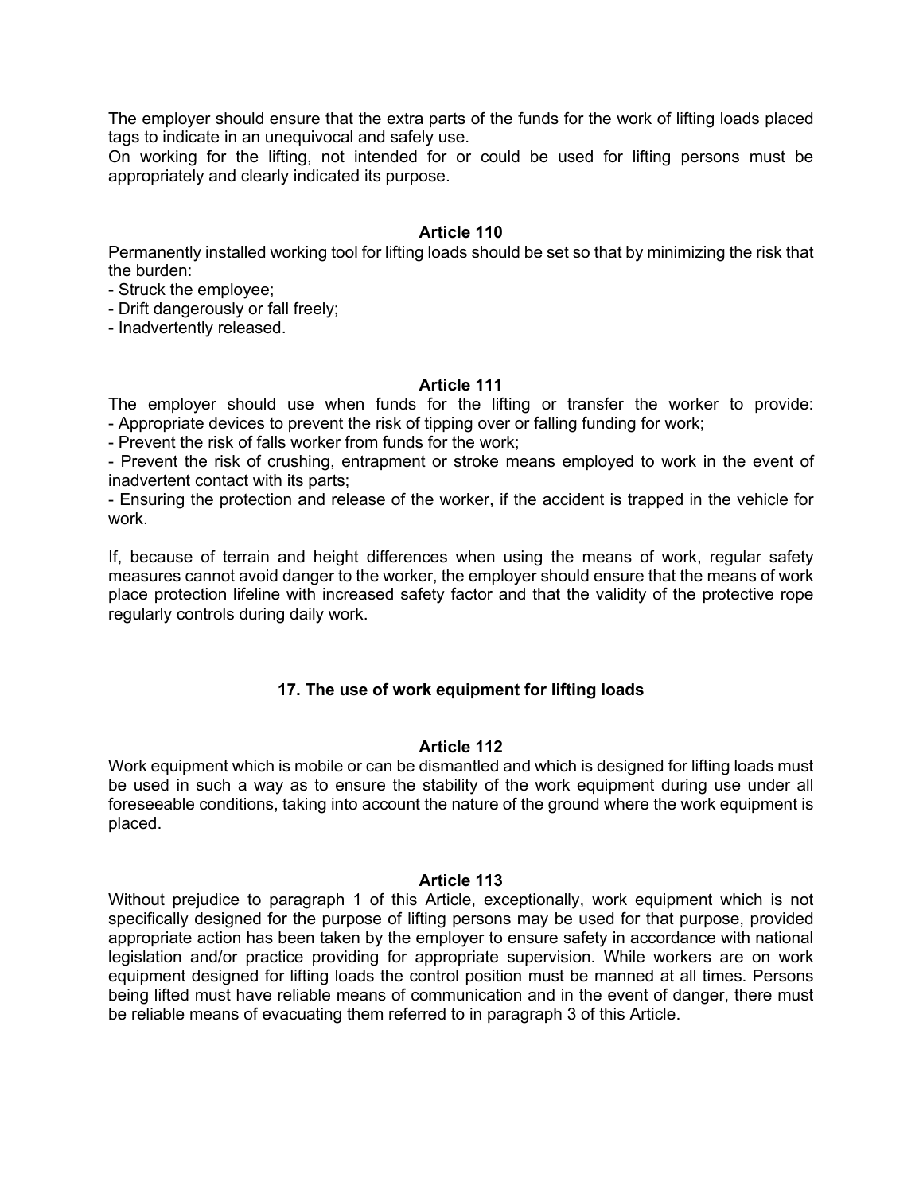The employer should ensure that the extra parts of the funds for the work of lifting loads placed tags to indicate in an unequivocal and safely use.
On working for the lifting, not intended for or could be used for lifting persons must be appropriately and clearly indicated its purpose.

**Article 110**

Permanently installed working tool for lifting loads should be set so that by minimizing the risk that the burden:
- Struck the employee;
- Drift dangerously or fall freely;
- Inadvertently released.

**Article 111**

The employer should use when funds for the lifting or transfer the worker to provide:
- Appropriate devices to prevent the risk of tipping over or falling funding for work;
- Prevent the risk of falls worker from funds for the work;
- Prevent the risk of crushing, entrapment or stroke means employed to work in the event of inadvertent contact with its parts;
- Ensuring the protection and release of the worker, if the accident is trapped in the vehicle for work.

If, because of terrain and height differences when using the means of work, regular safety measures cannot avoid danger to the worker, the employer should ensure that the means of work place protection lifeline with increased safety factor and that the validity of the protective rope regularly controls during daily work.

### 17. The use of work equipment for lifting loads

**Article 112**

Work equipment which is mobile or can be dismantled and which is designed for lifting loads must be used in such a way as to ensure the stability of the work equipment during use under all foreseeable conditions, taking into account the nature of the ground where the work equipment is placed.

**Article 113**

Without prejudice to paragraph 1 of this Article, exceptionally, work equipment which is not specifically designed for the purpose of lifting persons may be used for that purpose, provided appropriate action has been taken by the employer to ensure safety in accordance with national legislation and/or practice providing for appropriate supervision. While workers are on work equipment designed for lifting loads the control position must be manned at all times. Persons being lifted must have reliable means of communication and in the event of danger, there must be reliable means of evacuating them referred to in paragraph 3 of this Article.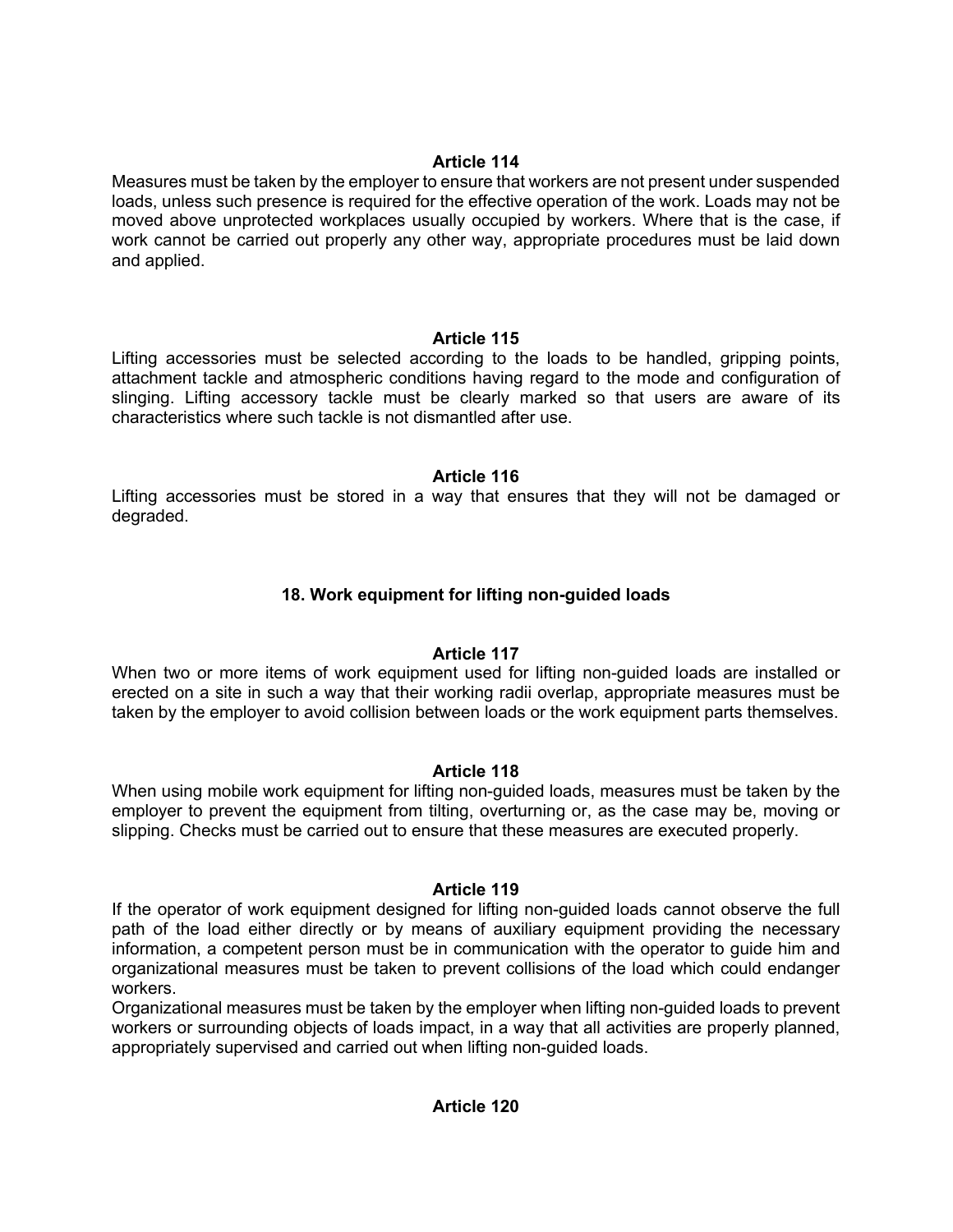**Article 114**

Measures must be taken by the employer to ensure that workers are not present under suspended loads, unless such presence is required for the effective operation of the work. Loads may not be moved above unprotected workplaces usually occupied by workers. Where that is the case, if work cannot be carried out properly any other way, appropriate procedures must be laid down and applied.

**Article 115**

Lifting accessories must be selected according to the loads to be handled, gripping points, attachment tackle and atmospheric conditions having regard to the mode and configuration of slinging. Lifting accessory tackle must be clearly marked so that users are aware of its characteristics where such tackle is not dismantled after use.

**Article 116**

Lifting accessories must be stored in a way that ensures that they will not be damaged or degraded.

## 18. Work equipment for lifting non-guided loads

**Article 117**

When two or more items of work equipment used for lifting non-guided loads are installed or erected on a site in such a way that their working radii overlap, appropriate measures must be taken by the employer to avoid collision between loads or the work equipment parts themselves.

**Article 118**

When using mobile work equipment for lifting non-guided loads, measures must be taken by the employer to prevent the equipment from tilting, overturning or, as the case may be, moving or slipping. Checks must be carried out to ensure that these measures are executed properly.

**Article 119**

If the operator of work equipment designed for lifting non-guided loads cannot observe the full path of the load either directly or by means of auxiliary equipment providing the necessary information, a competent person must be in communication with the operator to guide him and organizational measures must be taken to prevent collisions of the load which could endanger workers.

Organizational measures must be taken by the employer when lifting non-guided loads to prevent workers or surrounding objects of loads impact, in a way that all activities are properly planned, appropriately supervised and carried out when lifting non-guided loads.

**Article 120**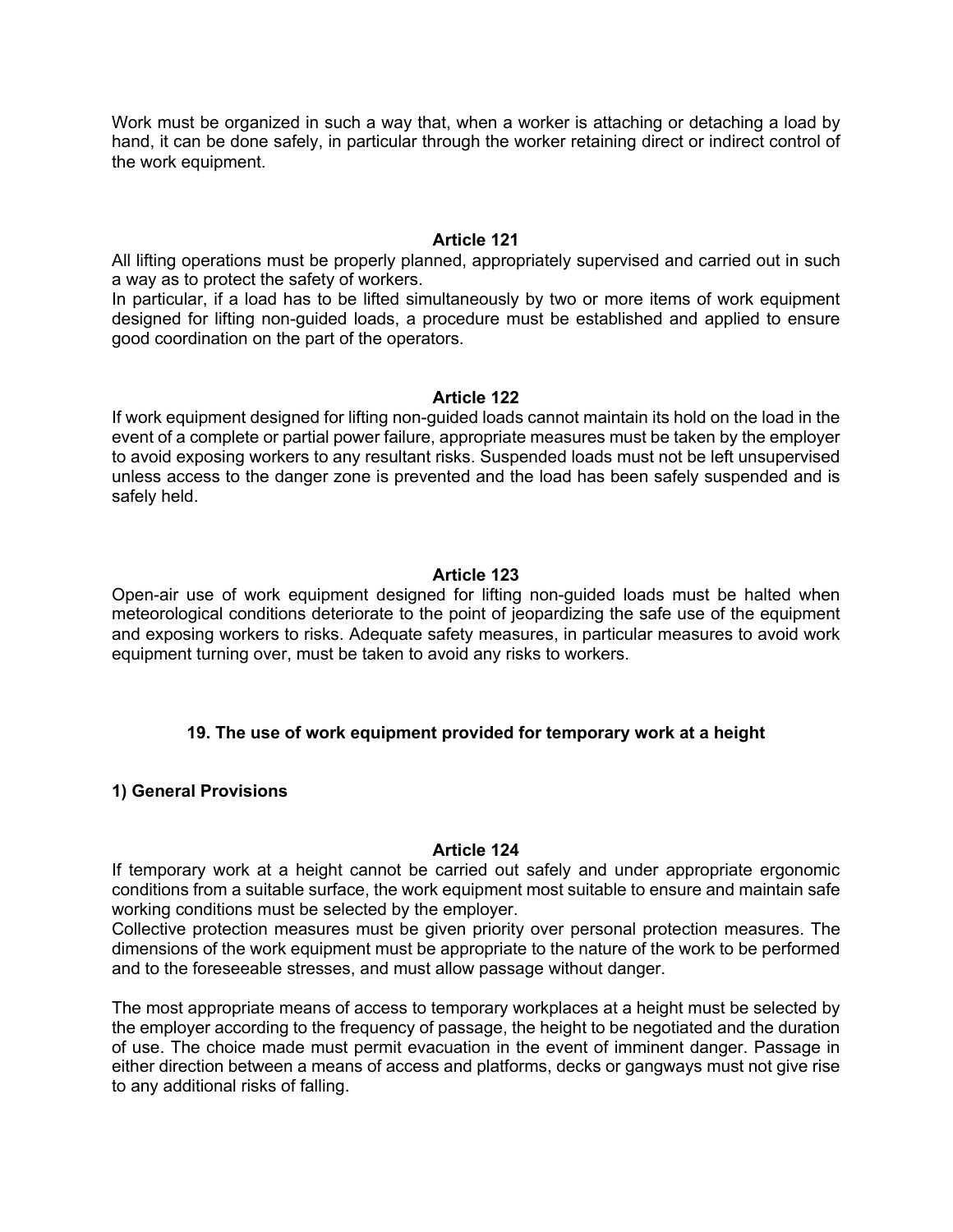Work must be organized in such a way that, when a worker is attaching or detaching a load by hand, it can be done safely, in particular through the worker retaining direct or indirect control of the work equipment.

**Article 121**

All lifting operations must be properly planned, appropriately supervised and carried out in such a way as to protect the safety of workers.

In particular, if a load has to be lifted simultaneously by two or more items of work equipment designed for lifting non-guided loads, a procedure must be established and applied to ensure good coordination on the part of the operators.

**Article 122**

If work equipment designed for lifting non-guided loads cannot maintain its hold on the load in the event of a complete or partial power failure, appropriate measures must be taken by the employer to avoid exposing workers to any resultant risks. Suspended loads must not be left unsupervised unless access to the danger zone is prevented and the load has been safely suspended and is safely held.

**Article 123**

Open-air use of work equipment designed for lifting non-guided loads must be halted when meteorological conditions deteriorate to the point of jeopardizing the safe use of the equipment and exposing workers to risks. Adequate safety measures, in particular measures to avoid work equipment turning over, must be taken to avoid any risks to workers.

## 19. The use of work equipment provided for temporary work at a height

### 1) General Provisions

**Article 124**

If temporary work at a height cannot be carried out safely and under appropriate ergonomic conditions from a suitable surface, the work equipment most suitable to ensure and maintain safe working conditions must be selected by the employer.

Collective protection measures must be given priority over personal protection measures. The dimensions of the work equipment must be appropriate to the nature of the work to be performed and to the foreseeable stresses, and must allow passage without danger.

The most appropriate means of access to temporary workplaces at a height must be selected by the employer according to the frequency of passage, the height to be negotiated and the duration of use. The choice made must permit evacuation in the event of imminent danger. Passage in either direction between a means of access and platforms, decks or gangways must not give rise to any additional risks of falling.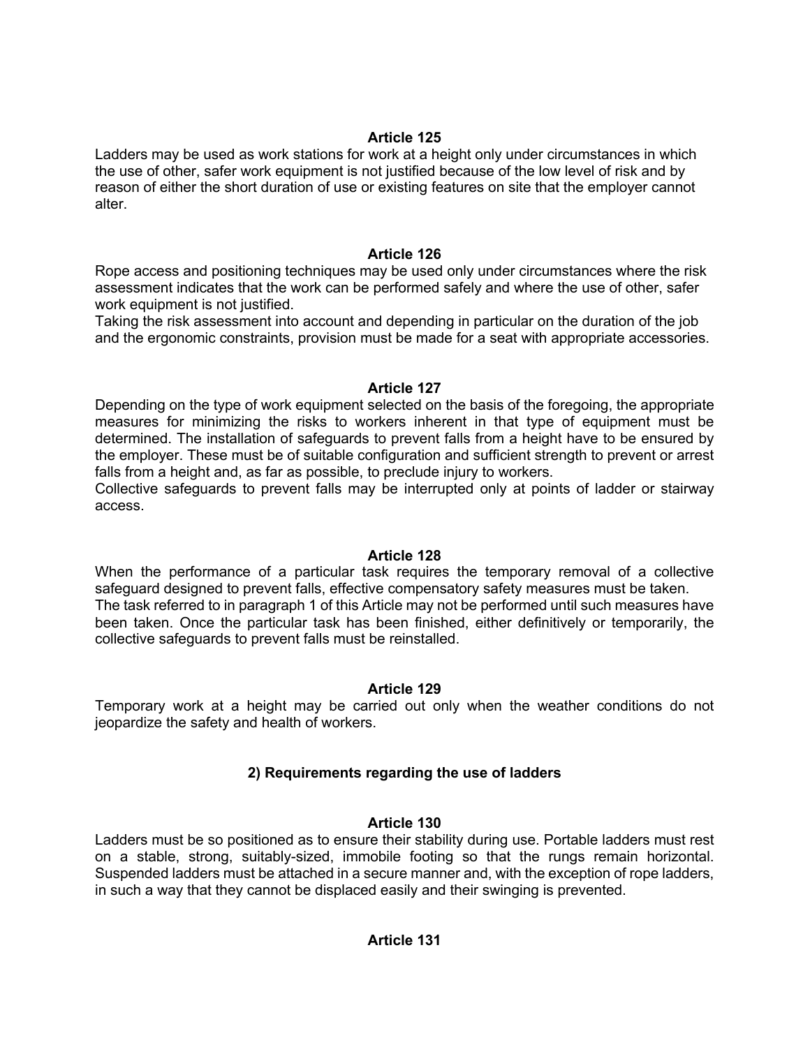### Article 125

Ladders may be used as work stations for work at a height only under circumstances in which the use of other, safer work equipment is not justified because of the low level of risk and by reason of either the short duration of use or existing features on site that the employer cannot alter.

### Article 126

Rope access and positioning techniques may be used only under circumstances where the risk assessment indicates that the work can be performed safely and where the use of other, safer work equipment is not justified.

Taking the risk assessment into account and depending in particular on the duration of the job and the ergonomic constraints, provision must be made for a seat with appropriate accessories.

### Article 127

Depending on the type of work equipment selected on the basis of the foregoing, the appropriate measures for minimizing the risks to workers inherent in that type of equipment must be determined. The installation of safeguards to prevent falls from a height have to be ensured by the employer. These must be of suitable configuration and sufficient strength to prevent or arrest falls from a height and, as far as possible, to preclude injury to workers.

Collective safeguards to prevent falls may be interrupted only at points of ladder or stairway access.

### Article 128

When the performance of a particular task requires the temporary removal of a collective safeguard designed to prevent falls, effective compensatory safety measures must be taken.

The task referred to in paragraph 1 of this Article may not be performed until such measures have been taken. Once the particular task has been finished, either definitively or temporarily, the collective safeguards to prevent falls must be reinstalled.

### Article 129

Temporary work at a height may be carried out only when the weather conditions do not jeopardize the safety and health of workers.

## 2) Requirements regarding the use of ladders

### Article 130

Ladders must be so positioned as to ensure their stability during use. Portable ladders must rest on a stable, strong, suitably-sized, immobile footing so that the rungs remain horizontal. Suspended ladders must be attached in a secure manner and, with the exception of rope ladders, in such a way that they cannot be displaced easily and their swinging is prevented.

### Article 131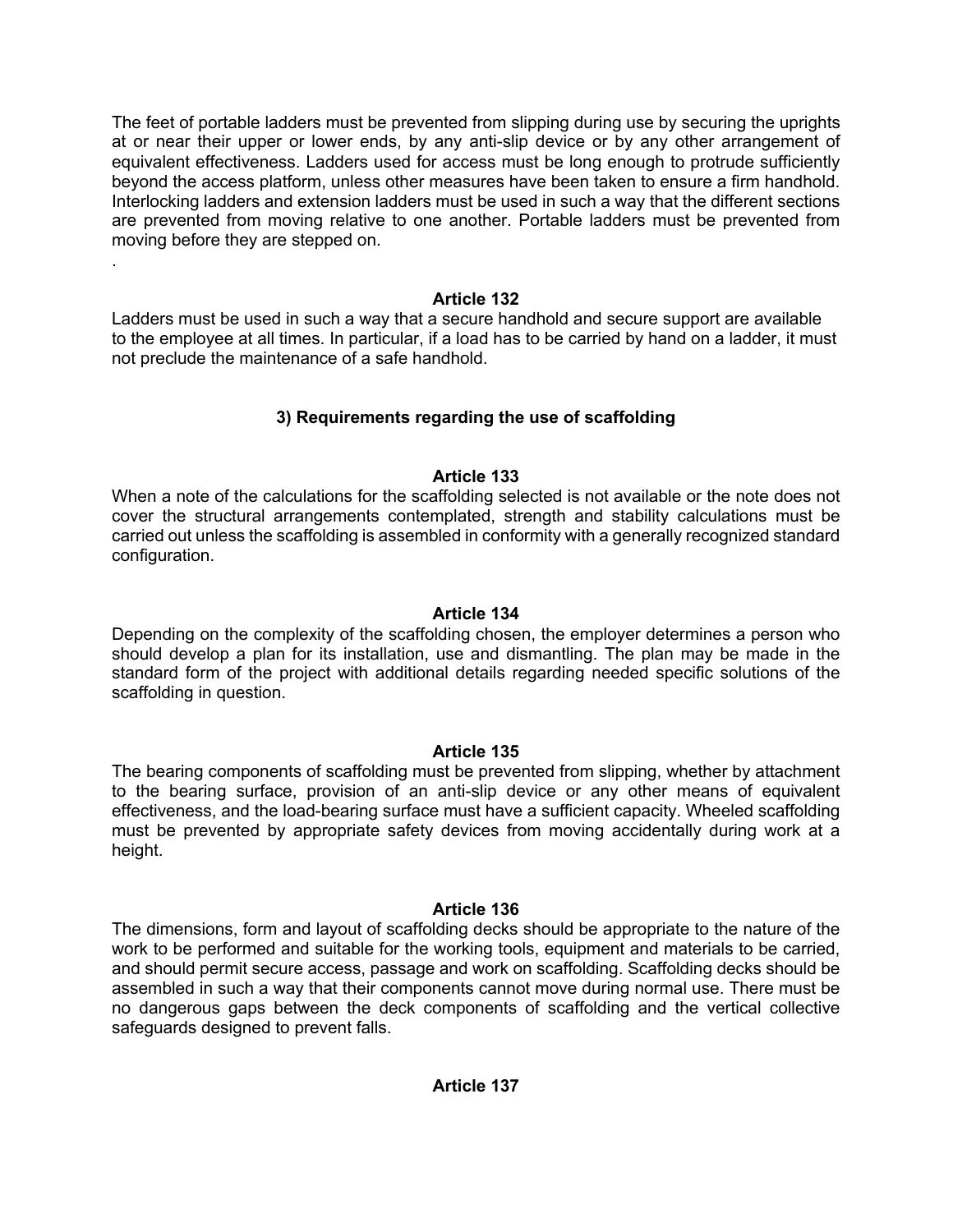The feet of portable ladders must be prevented from slipping during use by securing the uprights at or near their upper or lower ends, by any anti-slip device or by any other arrangement of equivalent effectiveness. Ladders used for access must be long enough to protrude sufficiently beyond the access platform, unless other measures have been taken to ensure a firm handhold. Interlocking ladders and extension ladders must be used in such a way that the different sections are prevented from moving relative to one another. Portable ladders must be prevented from moving before they are stepped on.

.

**Article 132**

Ladders must be used in such a way that a secure handhold and secure support are available to the employee at all times. In particular, if a load has to be carried by hand on a ladder, it must not preclude the maintenance of a safe handhold.

### 3) Requirements regarding the use of scaffolding

**Article 133**

When a note of the calculations for the scaffolding selected is not available or the note does not cover the structural arrangements contemplated, strength and stability calculations must be carried out unless the scaffolding is assembled in conformity with a generally recognized standard configuration.

**Article 134**

Depending on the complexity of the scaffolding chosen, the employer determines a person who should develop a plan for its installation, use and dismantling. The plan may be made in the standard form of the project with additional details regarding needed specific solutions of the scaffolding in question.

**Article 135**

The bearing components of scaffolding must be prevented from slipping, whether by attachment to the bearing surface, provision of an anti-slip device or any other means of equivalent effectiveness, and the load-bearing surface must have a sufficient capacity. Wheeled scaffolding must be prevented by appropriate safety devices from moving accidentally during work at a height.

**Article 136**

The dimensions, form and layout of scaffolding decks should be appropriate to the nature of the work to be performed and suitable for the working tools, equipment and materials to be carried, and should permit secure access, passage and work on scaffolding. Scaffolding decks should be assembled in such a way that their components cannot move during normal use. There must be no dangerous gaps between the deck components of scaffolding and the vertical collective safeguards designed to prevent falls.

**Article 137**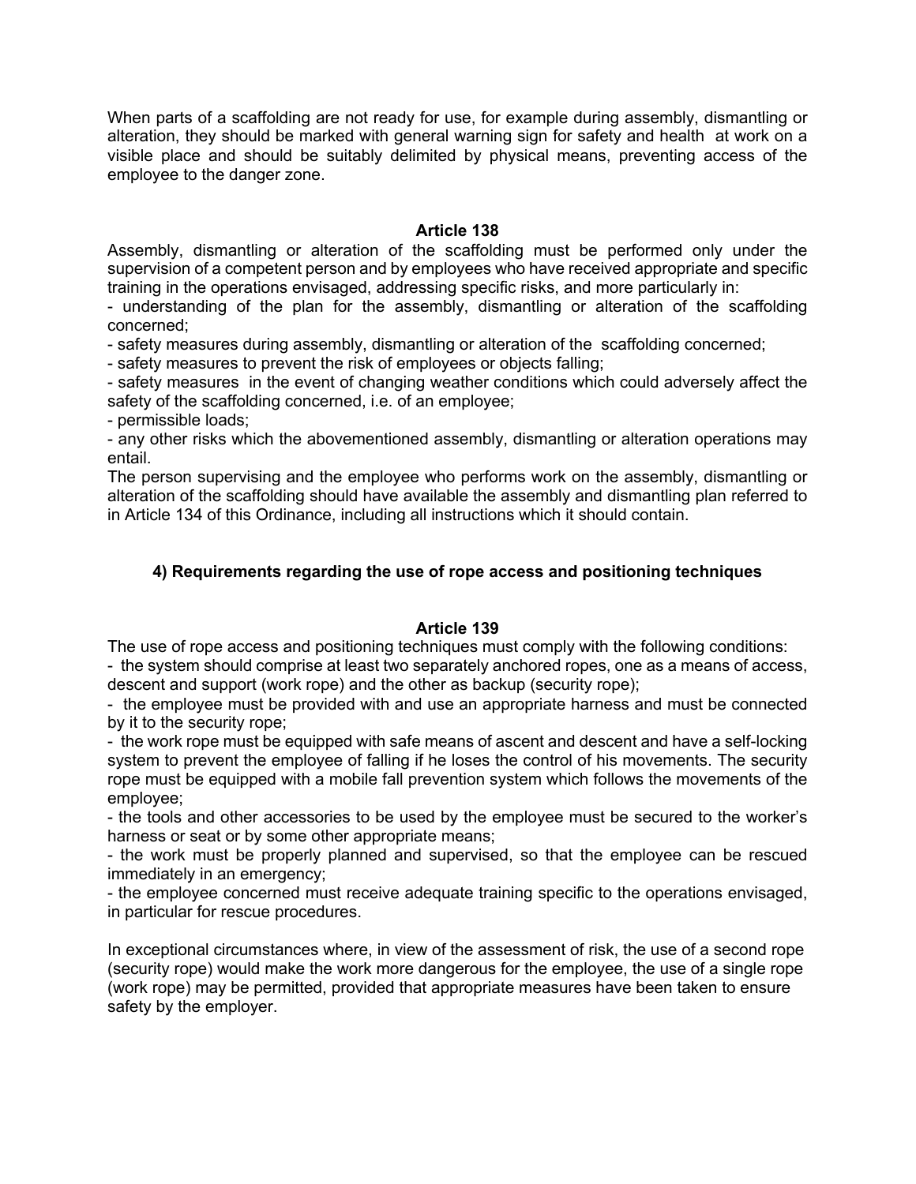When parts of a scaffolding are not ready for use, for example during assembly, dismantling or alteration, they should be marked with general warning sign for safety and health at work on a visible place and should be suitably delimited by physical means, preventing access of the employee to the danger zone.

### Article 138

Assembly, dismantling or alteration of the scaffolding must be performed only under the supervision of a competent person and by employees who have received appropriate and specific training in the operations envisaged, addressing specific risks, and more particularly in:

- understanding of the plan for the assembly, dismantling or alteration of the scaffolding concerned;
- safety measures during assembly, dismantling or alteration of the scaffolding concerned;
- safety measures to prevent the risk of employees or objects falling;
- safety measures in the event of changing weather conditions which could adversely affect the safety of the scaffolding concerned, i.e. of an employee;
- permissible loads;
- any other risks which the abovementioned assembly, dismantling or alteration operations may entail.

The person supervising and the employee who performs work on the assembly, dismantling or alteration of the scaffolding should have available the assembly and dismantling plan referred to in Article 134 of this Ordinance, including all instructions which it should contain.

## 4) Requirements regarding the use of rope access and positioning techniques

### Article 139

The use of rope access and positioning techniques must comply with the following conditions:

- the system should comprise at least two separately anchored ropes, one as a means of access, descent and support (work rope) and the other as backup (security rope);
- the employee must be provided with and use an appropriate harness and must be connected by it to the security rope;
- the work rope must be equipped with safe means of ascent and descent and have a self-locking system to prevent the employee of falling if he loses the control of his movements. The security rope must be equipped with a mobile fall prevention system which follows the movements of the employee;
- the tools and other accessories to be used by the employee must be secured to the worker's harness or seat or by some other appropriate means;
- the work must be properly planned and supervised, so that the employee can be rescued immediately in an emergency;
- the employee concerned must receive adequate training specific to the operations envisaged, in particular for rescue procedures.

In exceptional circumstances where, in view of the assessment of risk, the use of a second rope (security rope) would make the work more dangerous for the employee, the use of a single rope (work rope) may be permitted, provided that appropriate measures have been taken to ensure safety by the employer.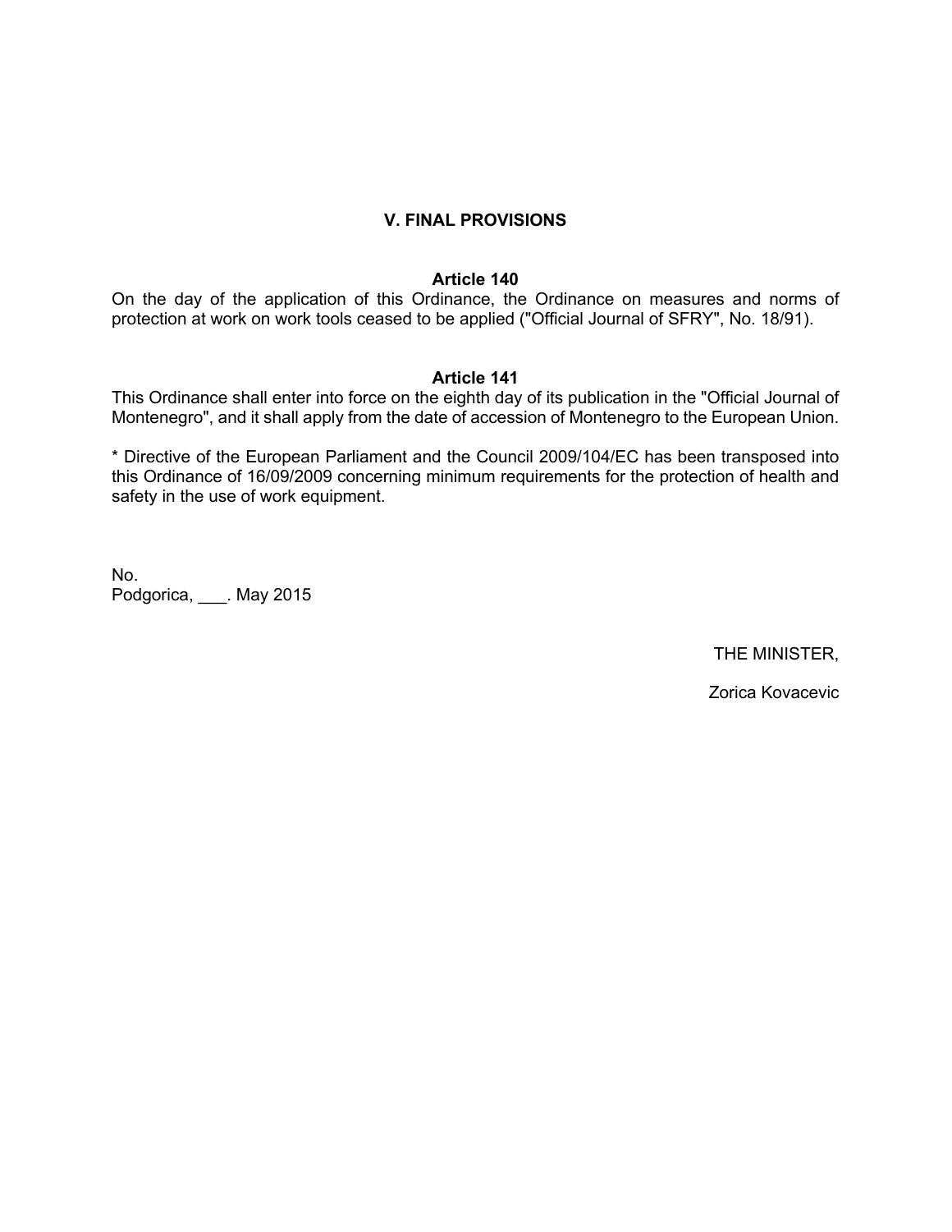## V. FINAL PROVISIONS

### Article 140

On the day of the application of this Ordinance, the Ordinance on measures and norms of protection at work on work tools ceased to be applied ("Official Journal of SFRY", No. 18/91).

### Article 141

This Ordinance shall enter into force on the eighth day of its publication in the "Official Journal of Montenegro", and it shall apply from the date of accession of Montenegro to the European Union.

* Directive of the European Parliament and the Council 2009/104/EC has been transposed into this Ordinance of 16/09/2009 concerning minimum requirements for the protection of health and safety in the use of work equipment.

No.
Podgorica, ___. May 2015

THE MINISTER,

Zorica Kovacevic